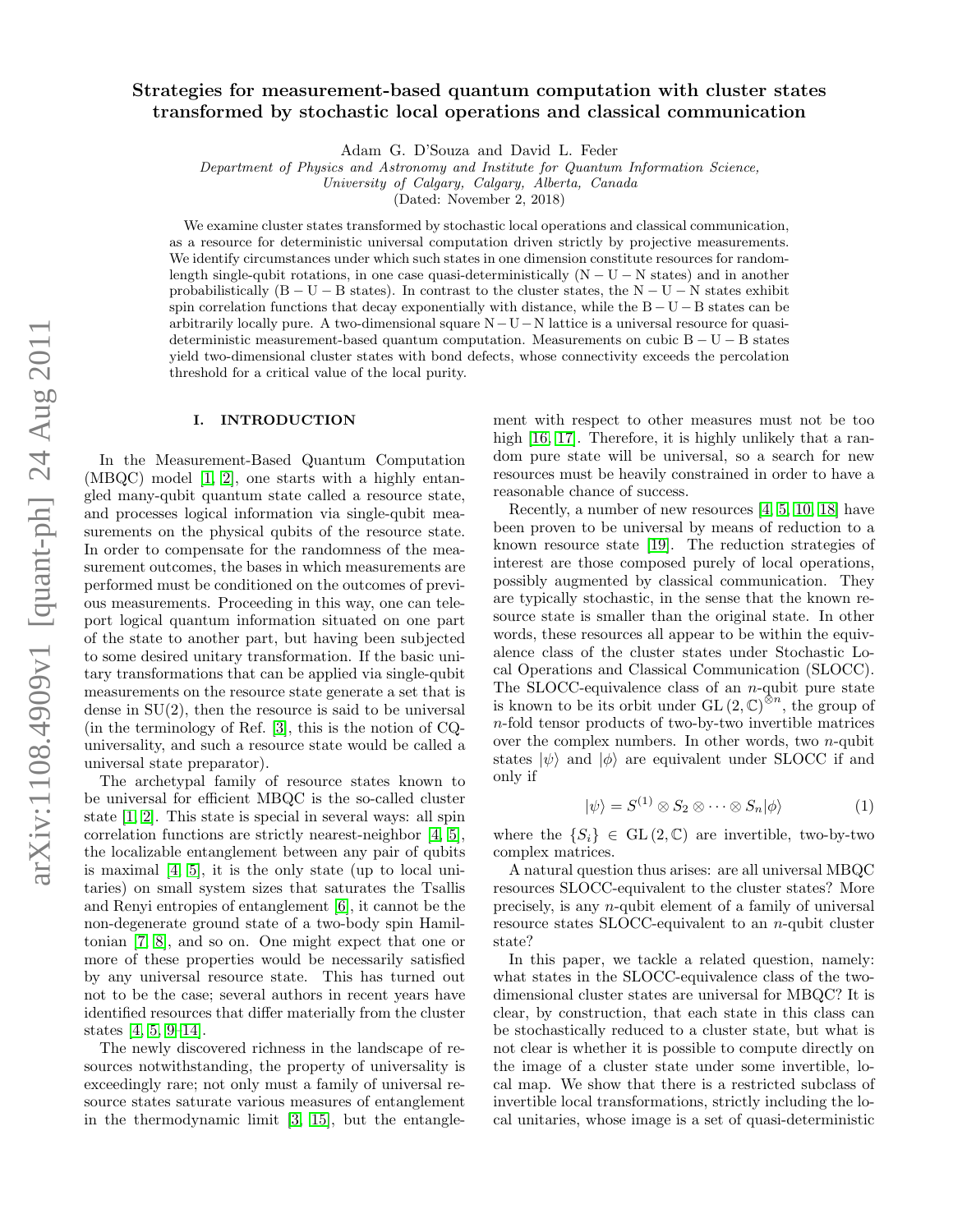# Strategies for measurement-based quantum computation with cluster states transformed by stochastic local operations and classical communication

Adam G. D'Souza and David L. Feder

*Department of Physics and Astronomy and Institute for Quantum Information Science, University of Calgary, Calgary, Alberta, Canada*

(Dated: November 2, 2018)

We examine cluster states transformed by stochastic local operations and classical communication, as a resource for deterministic universal computation driven strictly by projective measurements. We identify circumstances under which such states in one dimension constitute resources for random-length single-qubit rotations, in one case quasi-deterministically (N − U − N states) and in another probabilistically (B − U − B states). In contrast to the cluster states, the N − U − N states exhibit spin correlation functions that decay exponentially with distance, while the B − U − B states can be arbitrarily locally pure. A two-dimensional square N − U − N lattice is a universal resource for quasi-deterministic measurement-based quantum computation. Measurements on cubic B − U − B states yield two-dimensional cluster states with bond defects, whose connectivity exceeds the percolation threshold for a critical value of the local purity.

## I. INTRODUCTION

In the Measurement-Based Quantum Computation (MBQC) model [1, 2], one starts with a highly entangled many-qubit quantum state called a resource state, and processes logical information via single-qubit measurements on the physical qubits of the resource state. In order to compensate for the randomness of the measurement outcomes, the bases in which measurements are performed must be conditioned on the outcomes of previous measurements. Proceeding in this way, one can teleport logical quantum information situated on one part of the state to another part, but having been subjected to some desired unitary transformation. If the basic unitary transformations that can be applied via single-qubit measurements on the resource state generate a set that is dense in SU(2), then the resource is said to be universal (in the terminology of Ref. [3], this is the notion of CQ-universality, and such a resource state would be called a universal state preparator).

The archetypal family of resource states known to be universal for efficient MBQC is the so-called cluster state [1, 2]. This state is special in several ways: all spin correlation functions are strictly nearest-neighbor [4, 5], the localizable entanglement between any pair of qubits is maximal [4, 5], it is the only state (up to local unitaries) on small system sizes that saturates the Tsallis and Renyi entropies of entanglement [6], it cannot be the non-degenerate ground state of a two-body spin Hamiltonian [7, 8], and so on. One might expect that one or more of these properties would be necessarily satisfied by any universal resource state. This has turned out not to be the case; several authors in recent years have identified resources that differ materially from the cluster states [4, 5, 9–14].

The newly discovered richness in the landscape of resources notwithstanding, the property of universality is exceedingly rare; not only must a family of universal resource states saturate various measures of entanglement in the thermodynamic limit [3, 15], but the entanglement with respect to other measures must not be too high [16, 17]. Therefore, it is highly unlikely that a random pure state will be universal, so a search for new resources must be heavily constrained in order to have a reasonable chance of success.

Recently, a number of new resources [4, 5, 10, 18] have been proven to be universal by means of reduction to a known resource state [19]. The reduction strategies of interest are those composed purely of local operations, possibly augmented by classical communication. They are typically stochastic, in the sense that the known resource state is smaller than the original state. In other words, these resources all appear to be within the equivalence class of the cluster states under Stochastic Local Operations and Classical Communication (SLOCC). The SLOCC-equivalence class of an $n$-qubit pure state is known to be its orbit under $\mathrm{GL}(2,\mathbb{C})^{\otimes n}$, the group of $n$-fold tensor products of two-by-two invertible matrices over the complex numbers. In other words, two $n$-qubit states $|\psi\rangle$ and $|\phi\rangle$ are equivalent under SLOCC if and only if

$$|\psi\rangle = S^{(1)} \otimes S_2 \otimes \cdots \otimes S_n |\phi\rangle \tag{1}$$

where the $\{S_i\} \in \mathrm{GL}(2,\mathbb{C})$ are invertible, two-by-two complex matrices.

A natural question thus arises: are all universal MBQC resources SLOCC-equivalent to the cluster states? More precisely, is any $n$-qubit element of a family of universal resource states SLOCC-equivalent to an $n$-qubit cluster state?

In this paper, we tackle a related question, namely: what states in the SLOCC-equivalence class of the two-dimensional cluster states are universal for MBQC? It is clear, by construction, that each state in this class can be stochastically reduced to a cluster state, but what is not clear is whether it is possible to compute directly on the image of a cluster state under some invertible, local map. We show that there is a restricted subclass of invertible local transformations, strictly including the local unitaries, whose image is a set of quasi-deterministic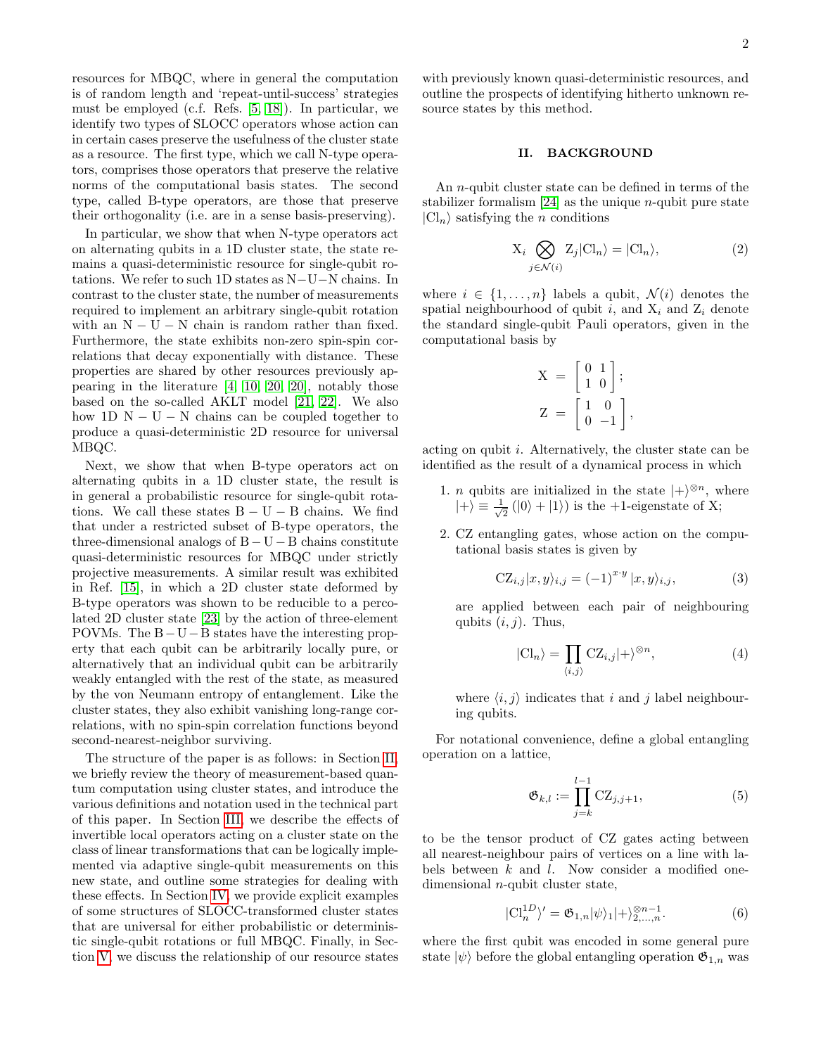resources for MBQC, where in general the computation is of random length and 'repeat-until-success' strategies must be employed (c.f. Refs. [5, 18]). In particular, we identify two types of SLOCC operators whose action can in certain cases preserve the usefulness of the cluster state as a resource. The first type, which we call N-type operators, comprises those operators that preserve the relative norms of the computational basis states. The second type, called B-type operators, are those that preserve their orthogonality (i.e. are in a sense basis-preserving).

In particular, we show that when N-type operators act on alternating qubits in a 1D cluster state, the state remains a quasi-deterministic resource for single-qubit rotations. We refer to such 1D states as N−U−N chains. In contrast to the cluster state, the number of measurements required to implement an arbitrary single-qubit rotation with an N − U − N chain is random rather than fixed. Furthermore, the state exhibits non-zero spin-spin correlations that decay exponentially with distance. These properties are shared by other resources previously appearing in the literature [4, 10, 20, 20], notably those based on the so-called AKLT model [21, 22]. We also how 1D N − U − N chains can be coupled together to produce a quasi-deterministic 2D resource for universal MBQC.

Next, we show that when B-type operators act on alternating qubits in a 1D cluster state, the result is in general a probabilistic resource for single-qubit rotations. We call these states B − U − B chains. We find that under a restricted subset of B-type operators, the three-dimensional analogs of B−U−B chains constitute quasi-deterministic resources for MBQC under strictly projective measurements. A similar result was exhibited in Ref. [15], in which a 2D cluster state deformed by B-type operators was shown to be reducible to a percolated 2D cluster state [23] by the action of three-element POVMs. The B−U−B states have the interesting property that each qubit can be arbitrarily locally pure, or alternatively that an individual qubit can be arbitrarily weakly entangled with the rest of the state, as measured by the von Neumann entropy of entanglement. Like the cluster states, they also exhibit vanishing long-range correlations, with no spin-spin correlation functions beyond second-nearest-neighbor surviving.

The structure of the paper is as follows: in Section II, we briefly review the theory of measurement-based quantum computation using cluster states, and introduce the various definitions and notation used in the technical part of this paper. In Section III, we describe the effects of invertible local operators acting on a cluster state on the class of linear transformations that can be logically implemented via adaptive single-qubit measurements on this new state, and outline some strategies for dealing with these effects. In Section IV, we provide explicit examples of some structures of SLOCC-transformed cluster states that are universal for either probabilistic or deterministic single-qubit rotations or full MBQC. Finally, in Section V, we discuss the relationship of our resource states with previously known quasi-deterministic resources, and outline the prospects of identifying hitherto unknown resource states by this method.

## II. BACKGROUND

An $n$-qubit cluster state can be defined in terms of the stabilizer formalism [24] as the unique $n$-qubit pure state $|\mathrm{Cl}_n\rangle$ satisfying the $n$ conditions

$$\mathrm{X}_i \bigotimes_{j\in\mathcal{N}(i)} \mathrm{Z}_j|\mathrm{Cl}_n\rangle = |\mathrm{Cl}_n\rangle, \tag{2}$$

where $i \in \{1,\ldots,n\}$ labels a qubit, $\mathcal{N}(i)$ denotes the spatial neighbourhood of qubit $i$, and $\mathrm{X}_i$ and $\mathrm{Z}_i$ denote the standard single-qubit Pauli operators, given in the computational basis by

$$\begin{aligned} \mathrm{X} &= \begin{bmatrix} 0 & 1 \\ 1 & 0 \end{bmatrix}; \\ \mathrm{Z} &= \begin{bmatrix} 1 & 0 \\ 0 & -1 \end{bmatrix}, \end{aligned}$$

acting on qubit $i$. Alternatively, the cluster state can be identified as the result of a dynamical process in which

1. $n$ qubits are initialized in the state $|+\rangle^{\otimes n}$, where $|+\rangle \equiv \frac{1}{\sqrt{2}}(|0\rangle + |1\rangle)$ is the +1-eigenstate of X;

2. CZ entangling gates, whose action on the computational basis states is given by

$$\mathrm{CZ}_{i,j}|x,y\rangle_{i,j} = (-1)^{x\cdot y}\,|x,y\rangle_{i,j}, \tag{3}$$

are applied between each pair of neighbouring qubits $(i,j)$. Thus,

$$|\mathrm{Cl}_n\rangle = \prod_{\langle i,j\rangle} \mathrm{CZ}_{i,j}|+\rangle^{\otimes n}, \tag{4}$$

where $\langle i,j\rangle$ indicates that $i$ and $j$ label neighbouring qubits.

For notational convenience, define a global entangling operation on a lattice,

$$\mathfrak{G}_{k,l} := \prod_{j=k}^{l-1} \mathrm{CZ}_{j,j+1}, \tag{5}$$

to be the tensor product of CZ gates acting between all nearest-neighbour pairs of vertices on a line with labels between $k$ and $l$. Now consider a modified one-dimensional $n$-qubit cluster state,

$$|\mathrm{Cl}_n^{1D}\rangle' = \mathfrak{G}_{1,n}|\psi\rangle_1|+\rangle_{2,\ldots,n}^{\otimes n-1}. \tag{6}$$

where the first qubit was encoded in some general pure state $|\psi\rangle$ before the global entangling operation $\mathfrak{G}_{1,n}$ was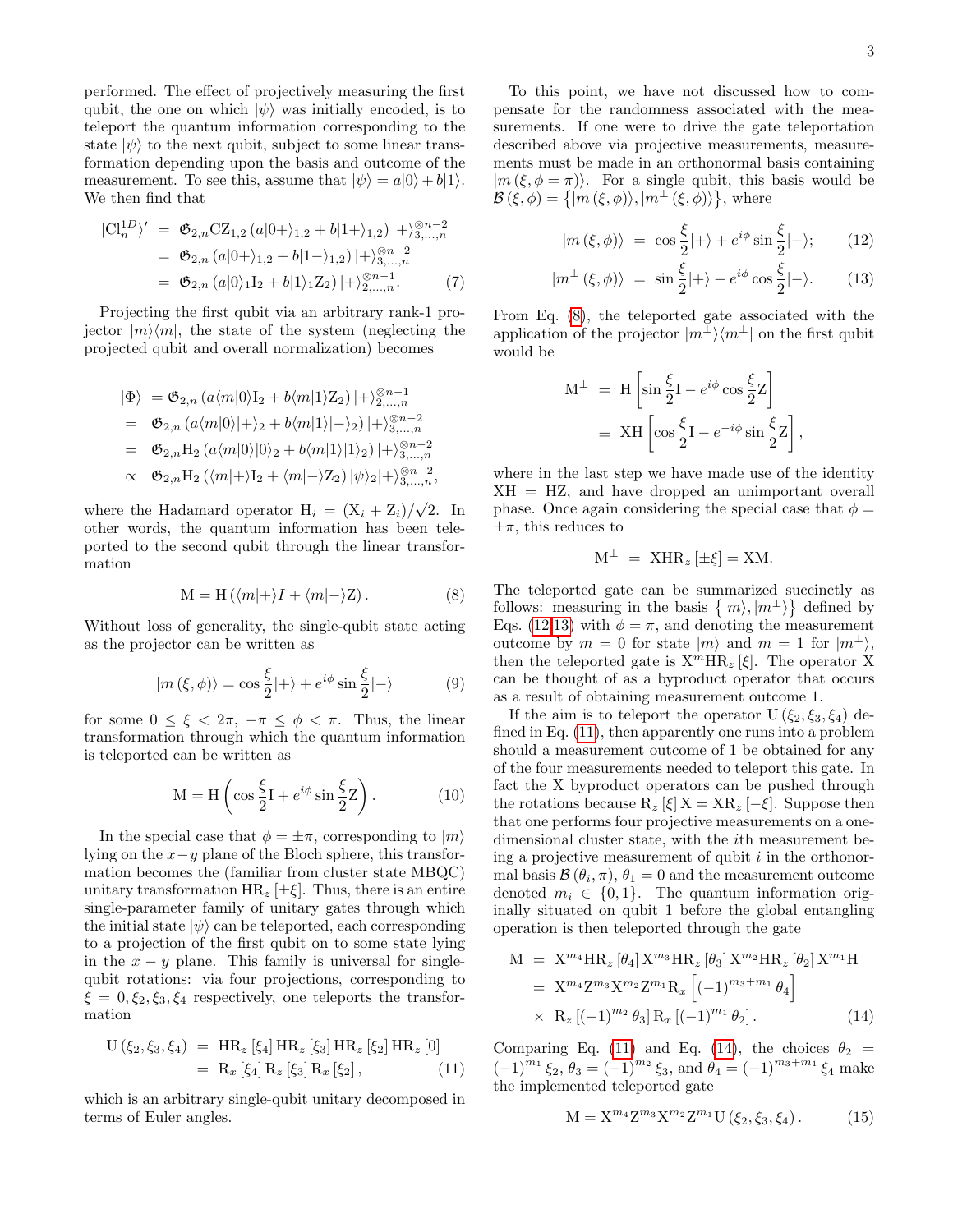performed. The effect of projectively measuring the first qubit, the one on which $|\psi\rangle$ was initially encoded, is to teleport the quantum information corresponding to the state $|\psi\rangle$ to the next qubit, subject to some linear transformation depending upon the basis and outcome of the measurement. To see this, assume that $|\psi\rangle = a|0\rangle + b|1\rangle$. We then find that

$$
\begin{aligned}
|\mathrm{Cl}_n^{1D}\rangle' &= \mathfrak{G}_{2,n}\mathrm{CZ}_{1,2}\left(a|0+\rangle_{1,2} + b|1+\rangle_{1,2}\right)|+\rangle_{3,\dots,n}^{\otimes n-2} \\
&= \mathfrak{G}_{2,n}\left(a|0+\rangle_{1,2} + b|1-\rangle_{1,2}\right)|+\rangle_{3,\dots,n}^{\otimes n-2} \\
&= \mathfrak{G}_{2,n}\left(a|0\rangle_1\mathrm{I}_2 + b|1\rangle_1\mathrm{Z}_2\right)|+\rangle_{2,\dots,n}^{\otimes n-1}. \qquad (7)
\end{aligned}
$$

Projecting the first qubit via an arbitrary rank-1 projector $|m\rangle\langle m|$, the state of the system (neglecting the projected qubit and overall normalization) becomes

$$
\begin{aligned}
|\Phi\rangle &= \mathfrak{G}_{2,n}\left(a\langle m|0\rangle\mathrm{I}_2 + b\langle m|1\rangle\mathrm{Z}_2\right)|+\rangle_{2,\dots,n}^{\otimes n-1} \\
&= \mathfrak{G}_{2,n}\left(a\langle m|0\rangle|+\rangle_2 + b\langle m|1\rangle|-\rangle_2\right)|+\rangle_{3,\dots,n}^{\otimes n-2} \\
&= \mathfrak{G}_{2,n}\mathrm{H}_2\left(a\langle m|0\rangle|0\rangle_2 + b\langle m|1\rangle|1\rangle_2\right)|+\rangle_{3,\dots,n}^{\otimes n-2} \\
&\propto \mathfrak{G}_{2,n}\mathrm{H}_2\left(\langle m|+\rangle\mathrm{I}_2 + \langle m|-\rangle\mathrm{Z}_2\right)|\psi\rangle_2|+\rangle_{3,\dots,n}^{\otimes n-2},
\end{aligned}
$$

where the Hadamard operator $\mathrm{H}_i = (\mathrm{X}_i + \mathrm{Z}_i)/\sqrt{2}$. In other words, the quantum information has been teleported to the second qubit through the linear transformation

$$
\mathrm{M} = \mathrm{H}\left(\langle m|+\rangle I + \langle m|-\rangle\mathrm{Z}\right). \qquad (8)
$$

Without loss of generality, the single-qubit state acting as the projector can be written as

$$
|m(\xi,\phi)\rangle = \cos\frac{\xi}{2}|+\rangle + e^{i\phi}\sin\frac{\xi}{2}|-\rangle \qquad (9)
$$

for some $0 \leq \xi < 2\pi$, $-\pi \leq \phi < \pi$. Thus, the linear transformation through which the quantum information is teleported can be written as

$$
\mathrm{M} = \mathrm{H}\left(\cos\frac{\xi}{2}\mathrm{I} + e^{i\phi}\sin\frac{\xi}{2}\mathrm{Z}\right). \qquad (10)
$$

In the special case that $\phi = \pm\pi$, corresponding to $|m\rangle$ lying on the $x-y$ plane of the Bloch sphere, this transformation becomes the (familiar from cluster state MBQC) unitary transformation $\mathrm{HR}_z[\pm\xi]$. Thus, there is an entire single-parameter family of unitary gates through which the initial state $|\psi\rangle$ can be teleported, each corresponding to a projection of the first qubit on to some state lying in the $x-y$ plane. This family is universal for single-qubit rotations: via four projections, corresponding to $\xi = 0, \xi_2, \xi_3, \xi_4$ respectively, one teleports the transformation

$$
\begin{aligned}
\mathrm{U}(\xi_2,\xi_3,\xi_4) &= \mathrm{HR}_z[\xi_4]\,\mathrm{HR}_z[\xi_3]\,\mathrm{HR}_z[\xi_2]\,\mathrm{HR}_z[0] \\
&= \mathrm{R}_x[\xi_4]\,\mathrm{R}_z[\xi_3]\,\mathrm{R}_x[\xi_2], \qquad (11)
\end{aligned}
$$

which is an arbitrary single-qubit unitary decomposed in terms of Euler angles.

To this point, we have not discussed how to compensate for the randomness associated with the measurements. If one were to drive the gate teleportation described above via projective measurements, measurements must be made in an orthonormal basis containing $|m(\xi,\phi=\pi)\rangle$. For a single qubit, this basis would be $\mathcal{B}(\xi,\phi) = \left\{|m(\xi,\phi)\rangle, |m^{\perp}(\xi,\phi)\rangle\right\}$, where

$$
\begin{aligned}
|m(\xi,\phi)\rangle &= \cos\frac{\xi}{2}|+\rangle + e^{i\phi}\sin\frac{\xi}{2}|-\rangle; \qquad (12) \\
|m^{\perp}(\xi,\phi)\rangle &= \sin\frac{\xi}{2}|+\rangle - e^{i\phi}\cos\frac{\xi}{2}|-\rangle. \qquad (13)
\end{aligned}
$$

From Eq. (8), the teleported gate associated with the application of the projector $|m^{\perp}\rangle\langle m^{\perp}|$ on the first qubit would be

$$
\begin{aligned}
\mathrm{M}^{\perp} &= \mathrm{H}\left[\sin\frac{\xi}{2}\mathrm{I} - e^{i\phi}\cos\frac{\xi}{2}\mathrm{Z}\right] \\
&\equiv \mathrm{XH}\left[\cos\frac{\xi}{2}\mathrm{I} - e^{-i\phi}\sin\frac{\xi}{2}\mathrm{Z}\right],
\end{aligned}
$$

where in the last step we have made use of the identity $\mathrm{XH} = \mathrm{HZ}$, and have dropped an unimportant overall phase. Once again considering the special case that $\phi = \pm\pi$, this reduces to

$$
\mathrm{M}^{\perp} = \mathrm{XHR}_z[\pm\xi] = \mathrm{XM}.
$$

The teleported gate can be summarized succinctly as follows: measuring in the basis $\left\{|m\rangle, |m^{\perp}\rangle\right\}$ defined by Eqs. (12,13) with $\phi = \pi$, and denoting the measurement outcome by $m = 0$ for state $|m\rangle$ and $m = 1$ for $|m^{\perp}\rangle$, then the teleported gate is $\mathrm{X}^m\mathrm{HR}_z[\xi]$. The operator X can be thought of as a byproduct operator that occurs as a result of obtaining measurement outcome 1.

If the aim is to teleport the operator $\mathrm{U}(\xi_2,\xi_3,\xi_4)$ defined in Eq. (11), then apparently one runs into a problem should a measurement outcome of 1 be obtained for any of the four measurements needed to teleport this gate. In fact the X byproduct operators can be pushed through the rotations because $\mathrm{R}_z[\xi]\,\mathrm{X} = \mathrm{XR}_z[-\xi]$. Suppose then that one performs four projective measurements on a one-dimensional cluster state, with the $i$th measurement being a projective measurement of qubit $i$ in the orthonormal basis $\mathcal{B}(\theta_i,\pi)$, $\theta_1 = 0$ and the measurement outcome denoted $m_i \in \{0,1\}$. The quantum information originally situated on qubit 1 before the global entangling operation is then teleported through the gate

$$
\begin{aligned}
\mathrm{M} &= \mathrm{X}^{m_4}\mathrm{HR}_z[\theta_4]\,\mathrm{X}^{m_3}\mathrm{HR}_z[\theta_3]\,\mathrm{X}^{m_2}\mathrm{HR}_z[\theta_2]\,\mathrm{X}^{m_1}\mathrm{H} \\
&= \mathrm{X}^{m_4}\mathrm{Z}^{m_3}\mathrm{X}^{m_2}\mathrm{Z}^{m_1}\mathrm{R}_x\left[(-1)^{m_3+m_1}\theta_4\right] \\
&\quad\times \mathrm{R}_z\left[(-1)^{m_2}\theta_3\right]\mathrm{R}_x\left[(-1)^{m_1}\theta_2\right]. \qquad (14)
\end{aligned}
$$

Comparing Eq. (11) and Eq. (14), the choices $\theta_2 = (-1)^{m_1}\xi_2$, $\theta_3 = (-1)^{m_2}\xi_3$, and $\theta_4 = (-1)^{m_3+m_1}\xi_4$ make the implemented teleported gate

$$
\mathrm{M} = \mathrm{X}^{m_4}\mathrm{Z}^{m_3}\mathrm{X}^{m_2}\mathrm{Z}^{m_1}\mathrm{U}(\xi_2,\xi_3,\xi_4). \qquad (15)
$$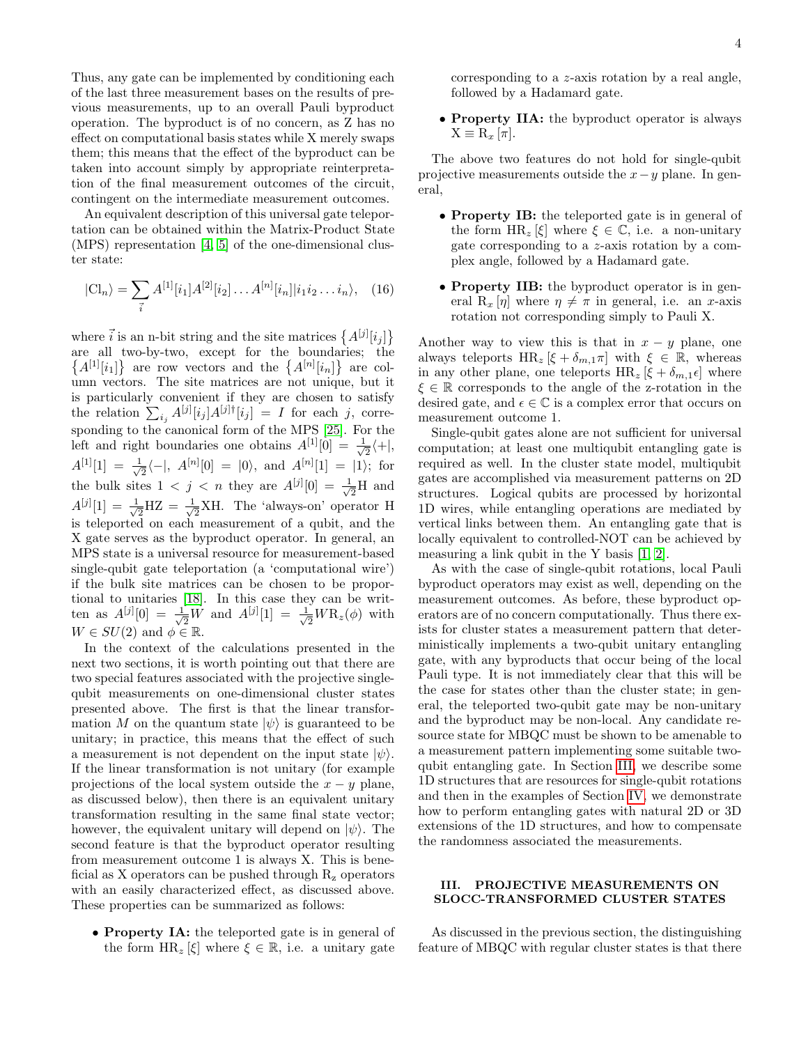Thus, any gate can be implemented by conditioning each of the last three measurement bases on the results of previous measurements, up to an overall Pauli byproduct operation. The byproduct is of no concern, as Z has no effect on computational basis states while X merely swaps them; this means that the effect of the byproduct can be taken into account simply by appropriate reinterpretation of the final measurement outcomes of the circuit, contingent on the intermediate measurement outcomes.

An equivalent description of this universal gate teleportation can be obtained within the Matrix-Product State (MPS) representation [4, 5] of the one-dimensional cluster state:

$$|\mathrm{Cl}_n\rangle = \sum_{\vec{i}} A^{[1]}[i_1]A^{[2]}[i_2]\dots A^{[n]}[i_n]|i_1 i_2 \dots i_n\rangle, \quad (16)$$

where $\vec{i}$ is an n-bit string and the site matrices $\{A^{[j]}[i_j]\}$ are all two-by-two, except for the boundaries; the $\{A^{[1]}[i_1]\}$ are row vectors and the $\{A^{[n]}[i_n]\}$ are column vectors. The site matrices are not unique, but it is particularly convenient if they are chosen to satisfy the relation $\sum_{i_j} A^{[j]}[i_j]A^{[j]\dagger}[i_j] = I$ for each $j$, corresponding to the canonical form of the MPS [25]. For the left and right boundaries one obtains $A^{[1]}[0] = \frac{1}{\sqrt{2}}\langle +|$, $A^{[1]}[1] = \frac{1}{\sqrt{2}}\langle -|$, $A^{[n]}[0] = |0\rangle$, and $A^{[n]}[1] = |1\rangle$; for the bulk sites $1 < j < n$ they are $A^{[j]}[0] = \frac{1}{\sqrt{2}}\mathrm{H}$ and $A^{[j]}[1] = \frac{1}{\sqrt{2}}\mathrm{HZ} = \frac{1}{\sqrt{2}}\mathrm{XH}$. The 'always-on' operator H is teleported on each measurement of a qubit, and the X gate serves as the byproduct operator. In general, an MPS state is a universal resource for measurement-based single-qubit gate teleportation (a 'computational wire') if the bulk site matrices can be chosen to be proportional to unitaries [18]. In this case they can be written as $A^{[j]}[0] = \frac{1}{\sqrt{2}}W$ and $A^{[j]}[1] = \frac{1}{\sqrt{2}}W\mathrm{R}_z(\phi)$ with $W \in SU(2)$ and $\phi \in \mathbb{R}$.

In the context of the calculations presented in the next two sections, it is worth pointing out that there are two special features associated with the projective single-qubit measurements on one-dimensional cluster states presented above. The first is that the linear transformation $M$ on the quantum state $|\psi\rangle$ is guaranteed to be unitary; in practice, this means that the effect of such a measurement is not dependent on the input state $|\psi\rangle$. If the linear transformation is not unitary (for example projections of the local system outside the $x-y$ plane, as discussed below), then there is an equivalent unitary transformation resulting in the same final state vector; however, the equivalent unitary will depend on $|\psi\rangle$. The second feature is that the byproduct operator resulting from measurement outcome 1 is always X. This is beneficial as X operators can be pushed through $\mathrm{R_z}$ operators with an easily characterized effect, as discussed above. These properties can be summarized as follows:

- **Property IA:** the teleported gate is in general of the form $\mathrm{HR}_z[\xi]$ where $\xi \in \mathbb{R}$, i.e. a unitary gate corresponding to a $z$-axis rotation by a real angle, followed by a Hadamard gate.
- **Property IIA:** the byproduct operator is always $\mathrm{X} \equiv \mathrm{R}_x[\pi]$.

The above two features do not hold for single-qubit projective measurements outside the $x-y$ plane. In general,

- **Property IB:** the teleported gate is in general of the form $\mathrm{HR}_z[\xi]$ where $\xi \in \mathbb{C}$, i.e. a non-unitary gate corresponding to a $z$-axis rotation by a complex angle, followed by a Hadamard gate.
- **Property IIB:** the byproduct operator is in general $\mathrm{R}_x[\eta]$ where $\eta \neq \pi$ in general, i.e. an $x$-axis rotation not corresponding simply to Pauli X.

Another way to view this is that in $x-y$ plane, one always teleports $\mathrm{HR}_z[\xi + \delta_{m,1}\pi]$ with $\xi \in \mathbb{R}$, whereas in any other plane, one teleports $\mathrm{HR}_z[\xi + \delta_{m,1}\epsilon]$ where $\xi \in \mathbb{R}$ corresponds to the angle of the z-rotation in the desired gate, and $\epsilon \in \mathbb{C}$ is a complex error that occurs on measurement outcome 1.

Single-qubit gates alone are not sufficient for universal computation; at least one multiqubit entangling gate is required as well. In the cluster state model, multiqubit gates are accomplished via measurement patterns on 2D structures. Logical qubits are processed by horizontal 1D wires, while entangling operations are mediated by vertical links between them. An entangling gate that is locally equivalent to controlled-NOT can be achieved by measuring a link qubit in the Y basis [1, 2].

As with the case of single-qubit rotations, local Pauli byproduct operators may exist as well, depending on the measurement outcomes. As before, these byproduct operators are of no concern computationally. Thus there exists for cluster states a measurement pattern that deterministically implements a two-qubit unitary entangling gate, with any byproducts that occur being of the local Pauli type. It is not immediately clear that this will be the case for states other than the cluster state; in general, the teleported two-qubit gate may be non-unitary and the byproduct may be non-local. Any candidate resource state for MBQC must be shown to be amenable to a measurement pattern implementing some suitable two-qubit entangling gate. In Section III, we describe some 1D structures that are resources for single-qubit rotations and then in the examples of Section IV, we demonstrate how to perform entangling gates with natural 2D or 3D extensions of the 1D structures, and how to compensate the randomness associated the measurements.

## III. PROJECTIVE MEASUREMENTS ON SLOCC-TRANSFORMED CLUSTER STATES

As discussed in the previous section, the distinguishing feature of MBQC with regular cluster states is that there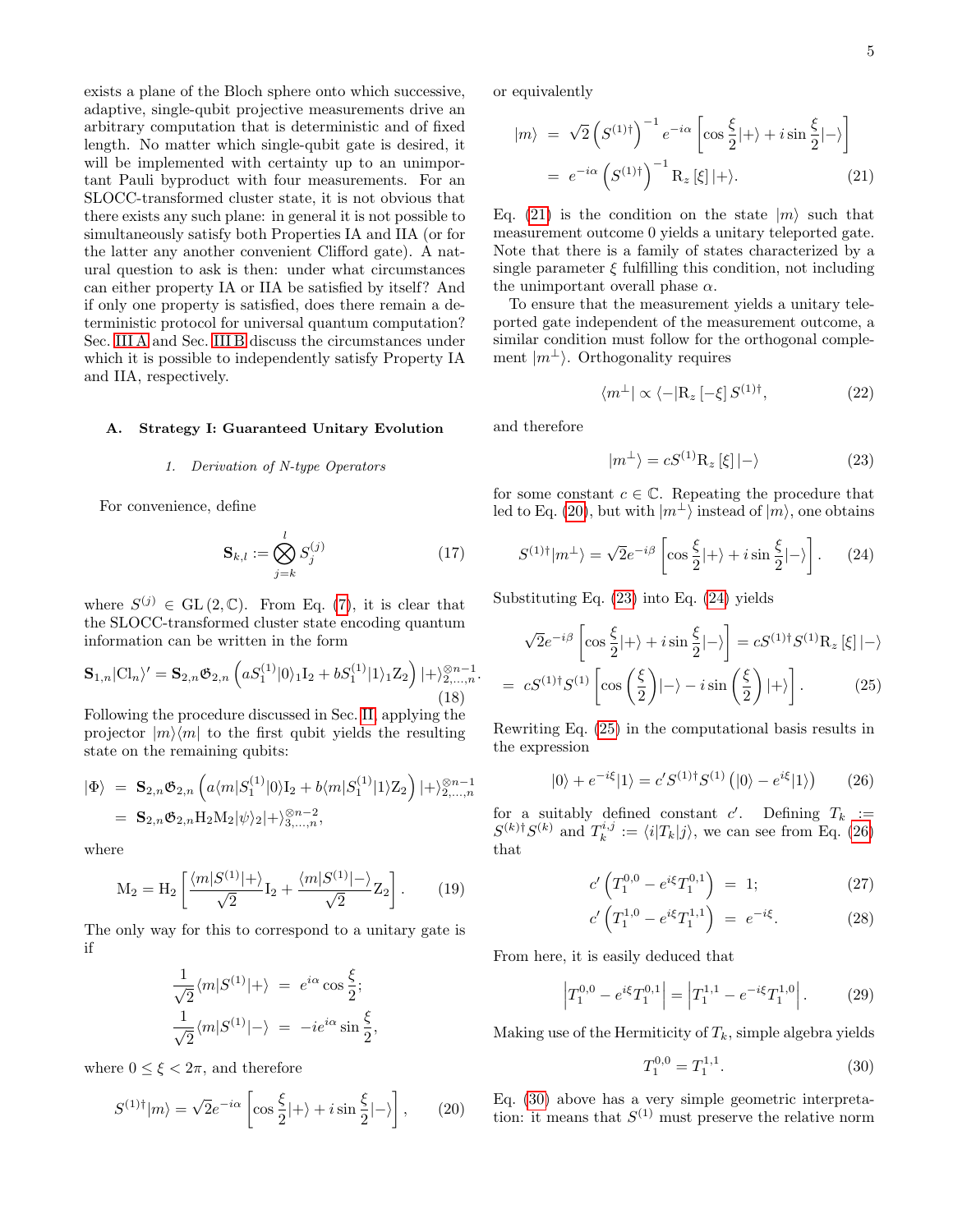exists a plane of the Bloch sphere onto which successive, adaptive, single-qubit projective measurements drive an arbitrary computation that is deterministic and of fixed length. No matter which single-qubit gate is desired, it will be implemented with certainty up to an unimportant Pauli byproduct with four measurements. For an SLOCC-transformed cluster state, it is not obvious that there exists any such plane: in general it is not possible to simultaneously satisfy both Properties IA and IIA (or for the latter any another convenient Clifford gate). A natural question to ask is then: under what circumstances can either property IA or IIA be satisfied by itself? And if only one property is satisfied, does there remain a deterministic protocol for universal quantum computation? Sec. III A and Sec. III B discuss the circumstances under which it is possible to independently satisfy Property IA and IIA, respectively.

## A. Strategy I: Guaranteed Unitary Evolution

### 1. Derivation of N-type Operators

For convenience, define

$$\mathbf{S}_{k,l} := \bigotimes_{j=k}^{l} S_j^{(j)} \tag{17}$$

where $S^{(j)} \in \mathrm{GL}(2,\mathbb{C})$. From Eq. (7), it is clear that the SLOCC-transformed cluster state encoding quantum information can be written in the form

$$\mathbf{S}_{1,n}|\mathrm{Cl}_n\rangle' = \mathbf{S}_{2,n}\mathfrak{G}_{2,n}\left(aS_1^{(1)}|0\rangle_1 \mathrm{I}_2 + bS_1^{(1)}|1\rangle_1 \mathrm{Z}_2\right)|+\rangle_{2,\ldots,n}^{\otimes n-1}. \tag{18}$$

Following the procedure discussed in Sec. II, applying the projector $|m\rangle\langle m|$ to the first qubit yields the resulting state on the remaining qubits:

$$\begin{aligned}
|\Phi\rangle &= \mathbf{S}_{2,n}\mathfrak{G}_{2,n}\left(a\langle m|S_1^{(1)}|0\rangle \mathrm{I}_2 + b\langle m|S_1^{(1)}|1\rangle \mathrm{Z}_2\right)|+\rangle_{2,\ldots,n}^{\otimes n-1} \\
&= \mathbf{S}_{2,n}\mathfrak{G}_{2,n}\mathrm{H}_2\mathrm{M}_2|\psi\rangle_2|+\rangle_{3,\ldots,n}^{\otimes n-2},
\end{aligned}$$

where

$$\mathrm{M}_2 = \mathrm{H}_2\left[\frac{\langle m|S^{(1)}|+\rangle}{\sqrt{2}}\mathrm{I}_2 + \frac{\langle m|S^{(1)}|-\rangle}{\sqrt{2}}\mathrm{Z}_2\right]. \tag{19}$$

The only way for this to correspond to a unitary gate is if

$$\begin{aligned}
\frac{1}{\sqrt{2}}\langle m|S^{(1)}|+\rangle &= e^{i\alpha}\cos\frac{\xi}{2}; \\
\frac{1}{\sqrt{2}}\langle m|S^{(1)}|-\rangle &= -ie^{i\alpha}\sin\frac{\xi}{2},
\end{aligned}$$

where $0 \leq \xi < 2\pi$, and therefore

$$S^{(1)\dagger}|m\rangle = \sqrt{2}e^{-i\alpha}\left[\cos\frac{\xi}{2}|+\rangle + i\sin\frac{\xi}{2}|-\rangle\right], \tag{20}$$

or equivalently

$$\begin{aligned}
|m\rangle &= \sqrt{2}\left(S^{(1)\dagger}\right)^{-1}e^{-i\alpha}\left[\cos\frac{\xi}{2}|+\rangle + i\sin\frac{\xi}{2}|-\rangle\right] \\
&= e^{-i\alpha}\left(S^{(1)\dagger}\right)^{-1}\mathrm{R}_z[\xi]|+\rangle.
\end{aligned} \tag{21}$$

Eq. (21) is the condition on the state $|m\rangle$ such that measurement outcome 0 yields a unitary teleported gate. Note that there is a family of states characterized by a single parameter $\xi$ fulfilling this condition, not including the unimportant overall phase $\alpha$.

To ensure that the measurement yields a unitary teleported gate independent of the measurement outcome, a similar condition must follow for the orthogonal complement $|m^{\perp}\rangle$. Orthogonality requires

$$\langle m^{\perp}| \propto \langle -|\mathrm{R}_z[-\xi]\,S^{(1)\dagger}, \tag{22}$$

and therefore

$$|m^{\perp}\rangle = cS^{(1)}\mathrm{R}_z[\xi]|-\rangle \tag{23}$$

for some constant $c \in \mathbb{C}$. Repeating the procedure that led to Eq. (20), but with $|m^{\perp}\rangle$ instead of $|m\rangle$, one obtains

$$S^{(1)\dagger}|m^{\perp}\rangle = \sqrt{2}e^{-i\beta}\left[\cos\frac{\xi}{2}|+\rangle + i\sin\frac{\xi}{2}|-\rangle\right]. \tag{24}$$

Substituting Eq. (23) into Eq. (24) yields

$$\begin{aligned}
\sqrt{2}e^{-i\beta}\left[\cos\frac{\xi}{2}|+\rangle + i\sin\frac{\xi}{2}|-\rangle\right] &= cS^{(1)\dagger}S^{(1)}\mathrm{R}_z[\xi]|-\rangle \\
= cS^{(1)\dagger}S^{(1)}&\left[\cos\left(\frac{\xi}{2}\right)|-\rangle - i\sin\left(\frac{\xi}{2}\right)|+\rangle\right].
\end{aligned} \tag{25}$$

Rewriting Eq. (25) in the computational basis results in the expression

$$|0\rangle + e^{-i\xi}|1\rangle = c' S^{(1)\dagger}S^{(1)}\left(|0\rangle - e^{i\xi}|1\rangle\right) \tag{26}$$

for a suitably defined constant $c'$. Defining $T_k := S^{(k)\dagger}S^{(k)}$ and $T_k^{i,j} := \langle i|T_k|j\rangle$, we can see from Eq. (26) that

$$\begin{aligned}
c'\left(T_1^{0,0} - e^{i\xi}T_1^{0,1}\right) &= 1; \\
c'\left(T_1^{1,0} - e^{i\xi}T_1^{1,1}\right) &= e^{-i\xi}.
\end{aligned} \tag{27, 28}$$

From here, it is easily deduced that

$$\left|T_1^{0,0} - e^{i\xi}T_1^{0,1}\right| = \left|T_1^{1,1} - e^{-i\xi}T_1^{1,0}\right|. \tag{29}$$

Making use of the Hermiticity of $T_k$, simple algebra yields

$$T_1^{0,0} = T_1^{1,1}. \tag{30}$$

Eq. (30) above has a very simple geometric interpretation: it means that $S^{(1)}$ must preserve the relative norm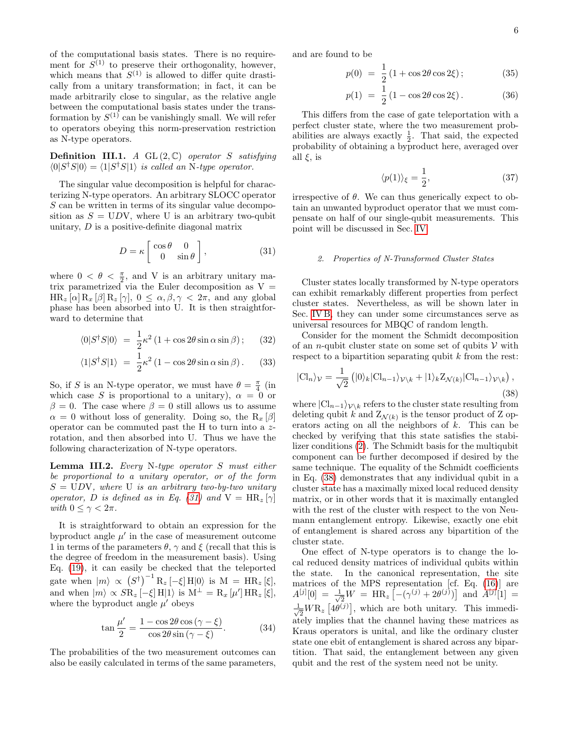of the computational basis states. There is no requirement for $S^{(1)}$ to preserve their orthogonality, however, which means that $S^{(1)}$ is allowed to differ quite drastically from a unitary transformation; in fact, it can be made arbitrarily close to singular, as the relative angle between the computational basis states under the transformation by $S^{(1)}$ can be vanishingly small. We will refer to operators obeying this norm-preservation restriction as N-type operators.

**Definition III.1.** *A* $\mathrm{GL}(2,\mathbb{C})$ *operator* $S$ *satisfying* $\langle 0|S^\dagger S|0\rangle = \langle 1|S^\dagger S|1\rangle$ *is called an* N*-type operator.*

The singular value decomposition is helpful for characterizing N-type operators. An arbitrary SLOCC operator $S$ can be written in terms of its singular value decomposition as $S = \mathrm{U}D\mathrm{V}$, where U is an arbitrary two-qubit unitary, $D$ is a positive-definite diagonal matrix

$$D = \kappa \begin{bmatrix} \cos\theta & 0 \\ 0 & \sin\theta \end{bmatrix}, \tag{31}$$

where $0 < \theta < \frac{\pi}{2}$, and V is an arbitrary unitary matrix parametrized via the Euler decomposition as $\mathrm{V} = \mathrm{H}\mathrm{R}_z[\alpha]\,\mathrm{R}_x[\beta]\,\mathrm{R}_z[\gamma]$, $0 \leq \alpha, \beta, \gamma < 2\pi$, and any global phase has been absorbed into U. It is then straightforward to determine that

$$\langle 0|S^\dagger S|0\rangle = \frac{1}{2}\kappa^2\left(1 + \cos 2\theta \sin\alpha \sin\beta\right); \tag{32}$$

$$\langle 1|S^\dagger S|1\rangle = \frac{1}{2}\kappa^2\left(1 - \cos 2\theta \sin\alpha \sin\beta\right). \tag{33}$$

So, if $S$ is an N-type operator, we must have $\theta = \frac{\pi}{4}$ (in which case $S$ is proportional to a unitary), $\alpha = 0$ or $\beta = 0$. The case where $\beta = 0$ still allows us to assume $\alpha = 0$ without loss of generality. Doing so, the $\mathrm{R}_x[\beta]$ operator can be commuted past the H to turn into a $z$-rotation, and then absorbed into U. Thus we have the following characterization of N-type operators.

**Lemma III.2.** *Every* N*-type operator* $S$ *must either be proportional to a unitary operator, or of the form* $S = \mathrm{U}D\mathrm{V}$*, where* U *is an arbitrary two-by-two unitary operator,* $D$ *is defined as in Eq. (31) and* $\mathrm{V} = \mathrm{H}\mathrm{R}_z[\gamma]$ *with* $0 \leq \gamma < 2\pi$*.*

It is straightforward to obtain an expression for the byproduct angle $\mu'$ in the case of measurement outcome 1 in terms of the parameters $\theta$, $\gamma$ and $\xi$ (recall that this is the degree of freedom in the measurement basis). Using Eq. (19), it can easily be checked that the teleported gate when $|m\rangle \propto \left(S^\dagger\right)^{-1}\mathrm{R}_z[-\xi]\,\mathrm{H}|0\rangle$ is $\mathrm{M} = \mathrm{H}\mathrm{R}_z[\xi]$, and when $|m\rangle \propto S\mathrm{R}_z[-\xi]\,\mathrm{H}|1\rangle$ is $\mathrm{M}^\perp = \mathrm{R}_x[\mu']\,\mathrm{H}\mathrm{R}_z[\xi]$, where the byproduct angle $\mu'$ obeys

$$\tan\frac{\mu'}{2} = \frac{1 - \cos 2\theta \cos(\gamma - \xi)}{\cos 2\theta \sin(\gamma - \xi)}. \tag{34}$$

The probabilities of the two measurement outcomes can also be easily calculated in terms of the same parameters, and are found to be

$$p(0) = \frac{1}{2}\left(1 + \cos 2\theta \cos 2\xi\right); \tag{35}$$

$$p(1) = \frac{1}{2}\left(1 - \cos 2\theta \cos 2\xi\right). \tag{36}$$

This differs from the case of gate teleportation with a perfect cluster state, where the two measurement probabilities are always exactly $\frac{1}{2}$. That said, the expected probability of obtaining a byproduct here, averaged over all $\xi$, is

$$\langle p(1)\rangle_\xi = \frac{1}{2}, \tag{37}$$

irrespective of $\theta$. We can thus generically expect to obtain an unwanted byproduct operator that we must compensate on half of our single-qubit measurements. This point will be discussed in Sec. IV.

#### *2. Properties of N-Transformed Cluster States*

Cluster states locally transformed by N-type operators can exhibit remarkably different properties from perfect cluster states. Nevertheless, as will be shown later in Sec. IV B, they can under some circumstances serve as universal resources for MBQC of random length.

Consider for the moment the Schmidt decomposition of an $n$-qubit cluster state on some set of qubits $\mathcal{V}$ with respect to a bipartition separating qubit $k$ from the rest:

$$|\mathrm{Cl}_n\rangle_{\mathcal{V}} = \frac{1}{\sqrt{2}}\left(|0\rangle_k|\mathrm{Cl}_{n-1}\rangle_{\mathcal{V}\setminus k} + |1\rangle_k \mathrm{Z}_{\mathcal{N}(k)}|\mathrm{Cl}_{n-1}\rangle_{\mathcal{V}\setminus k}\right), \tag{38}$$

where $|\mathrm{Cl}_{n-1}\rangle_{\mathcal{V}\setminus k}$ refers to the cluster state resulting from deleting qubit $k$ and $\mathrm{Z}_{\mathcal{N}(k)}$ is the tensor product of Z operators acting on all the neighbors of $k$. This can be checked by verifying that this state satisfies the stabilizer conditions (2). The Schmidt basis for the multiqubit component can be further decomposed if desired by the same technique. The equality of the Schmidt coefficients in Eq. (38) demonstrates that any individual qubit in a cluster state has a maximally mixed local reduced density matrix, or in other words that it is maximally entangled with the rest of the cluster with respect to the von Neumann entanglement entropy. Likewise, exactly one ebit of entanglement is shared across any bipartition of the cluster state.

One effect of N-type operators is to change the local reduced density matrices of individual qubits within the state. In the canonical representation, the site matrices of the MPS representation [cf. Eq. (16)] are $A^{[j]}[0] = \frac{1}{\sqrt{2}}W = \mathrm{H}\mathrm{R}_z\left[-(\gamma^{(j)} + 2\theta^{(j)})\right]$ and $A^{[j]}[1] = \frac{1}{\sqrt{2}}W\mathrm{R}_z\left[4\theta^{(j)}\right]$, which are both unitary. This immediately implies that the channel having these matrices as Kraus operators is unital, and like the ordinary cluster state one ebit of entanglement is shared across any bipartition. That said, the entanglement between any given qubit and the rest of the system need not be unity.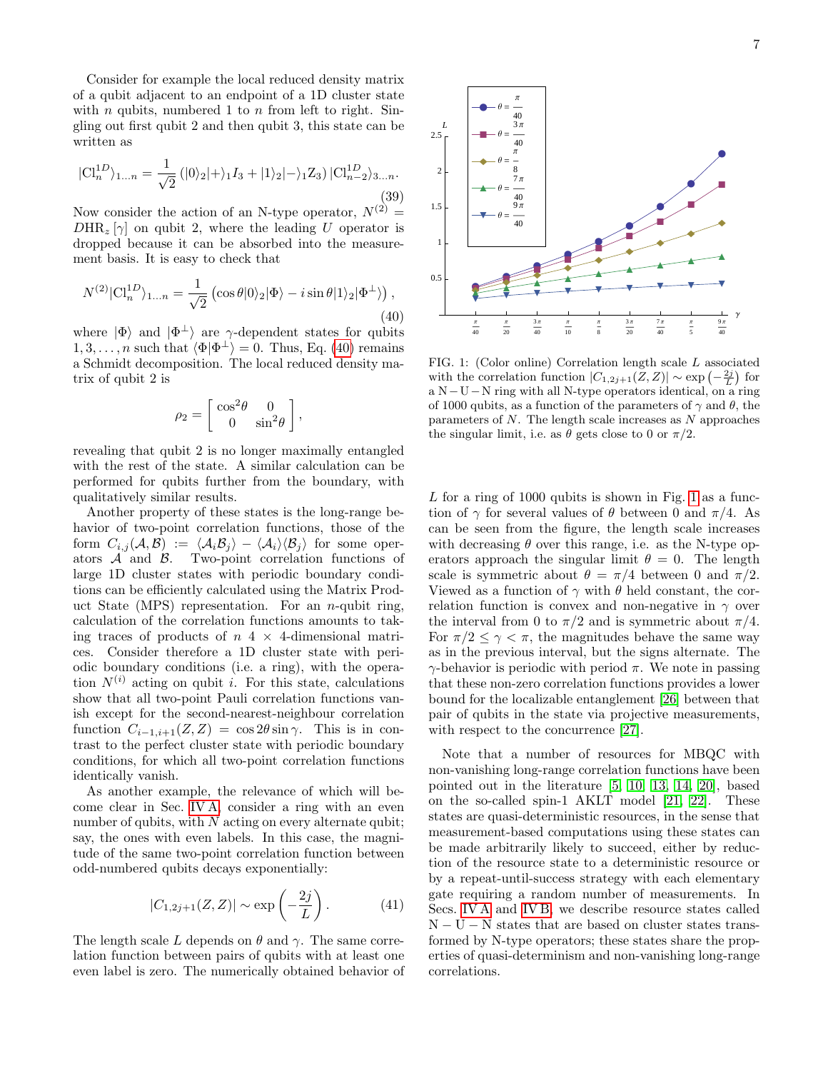Consider for example the local reduced density matrix of a qubit adjacent to an endpoint of a 1D cluster state with $n$ qubits, numbered 1 to $n$ from left to right. Singling out first qubit 2 and then qubit 3, this state can be written as

$$|\mathrm{Cl}_n^{1D}\rangle_{1\ldots n} = \frac{1}{\sqrt{2}}\left(|0\rangle_2|+\rangle_1 I_3 + |1\rangle_2|-\rangle_1 \mathrm{Z}_3\right)|\mathrm{Cl}_{n-2}^{1D}\rangle_{3\ldots n}. \tag{39}$$

Now consider the action of an N-type operator, $N^{(2)} = D\mathrm{HR}_z[\gamma]$ on qubit 2, where the leading $U$ operator is dropped because it can be absorbed into the measurement basis. It is easy to check that

$$N^{(2)}|\mathrm{Cl}_n^{1D}\rangle_{1\ldots n} = \frac{1}{\sqrt{2}}\left(\cos\theta|0\rangle_2|\Phi\rangle - i\sin\theta|1\rangle_2|\Phi^{\perp}\rangle\right), \tag{40}$$

where $|\Phi\rangle$ and $|\Phi^{\perp}\rangle$ are $\gamma$-dependent states for qubits $1,3,\ldots,n$ such that $\langle\Phi|\Phi^{\perp}\rangle = 0$. Thus, Eq. (40) remains a Schmidt decomposition. The local reduced density matrix of qubit 2 is

$$\rho_2 = \begin{bmatrix} \cos^2\theta & 0 \\ 0 & \sin^2\theta \end{bmatrix},$$

revealing that qubit 2 is no longer maximally entangled with the rest of the state. A similar calculation can be performed for qubits further from the boundary, with qualitatively similar results.

Another property of these states is the long-range behavior of two-point correlation functions, those of the form $C_{i,j}(\mathcal{A},\mathcal{B}) := \langle\mathcal{A}_i\mathcal{B}_j\rangle - \langle\mathcal{A}_i\rangle\langle\mathcal{B}_j\rangle$ for some operators $\mathcal{A}$ and $\mathcal{B}$. Two-point correlation functions of large 1D cluster states with periodic boundary conditions can be efficiently calculated using the Matrix Product State (MPS) representation. For an $n$-qubit ring, calculation of the correlation functions amounts to taking traces of products of $n$ $4\times 4$-dimensional matrices. Consider therefore a 1D cluster state with periodic boundary conditions (i.e. a ring), with the operation $N^{(i)}$ acting on qubit $i$. For this state, calculations show that all two-point Pauli correlation functions vanish except for the second-nearest-neighbour correlation function $C_{i-1,i+1}(Z,Z) = \cos 2\theta\sin\gamma$. This is in contrast to the perfect cluster state with periodic boundary conditions, for which all two-point correlation functions identically vanish.

As another example, the relevance of which will become clear in Sec. IV A, consider a ring with an even number of qubits, with $N$ acting on every alternate qubit; say, the ones with even labels. In this case, the magnitude of the same two-point correlation function between odd-numbered qubits decays exponentially:

$$|C_{1,2j+1}(Z,Z)| \sim \exp\left(-\frac{2j}{L}\right). \tag{41}$$

The length scale $L$ depends on $\theta$ and $\gamma$. The same correlation function between pairs of qubits with at least one even label is zero. The numerically obtained behavior of $L$ for a ring of 1000 qubits is shown in Fig. 1 as a function of $\gamma$ for several values of $\theta$ between 0 and $\pi/4$. As can be seen from the figure, the length scale increases with decreasing $\theta$ over this range, i.e. as the N-type operators approach the singular limit $\theta = 0$. The length scale is symmetric about $\theta = \pi/4$ between 0 and $\pi/2$. Viewed as a function of $\gamma$ with $\theta$ held constant, the correlation function is convex and non-negative in $\gamma$ over the interval from 0 to $\pi/2$ and is symmetric about $\pi/4$. For $\pi/2 \leq \gamma < \pi$, the magnitudes behave the same way as in the previous interval, but the signs alternate. The $\gamma$-behavior is periodic with period $\pi$. We note in passing that these non-zero correlation functions provides a lower bound for the localizable entanglement [26] between that pair of qubits in the state via projective measurements, with respect to the concurrence [27].

FIG. 1: (Color online) Correlation length scale $L$ associated with the correlation function $|C_{1,2j+1}(Z,Z)| \sim \exp\left(-\frac{2j}{L}\right)$ for a N−U−N ring with all N-type operators identical, on a ring of 1000 qubits, as a function of the parameters of $\gamma$ and $\theta$, the parameters of $N$. The length scale increases as $N$ approaches the singular limit, i.e. as $\theta$ gets close to 0 or $\pi/2$.

Note that a number of resources for MBQC with non-vanishing long-range correlation functions have been pointed out in the literature [5, 10, 13, 14, 20], based on the so-called spin-1 AKLT model [21, 22]. These states are quasi-deterministic resources, in the sense that measurement-based computations using these states can be made arbitrarily likely to succeed, either by reduction of the resource state to a deterministic resource or by a repeat-until-success strategy with each elementary gate requiring a random number of measurements. In Secs. IV A and IV B, we describe resource states called N − U − N states that are based on cluster states transformed by N-type operators; these states share the properties of quasi-determinism and non-vanishing long-range correlations.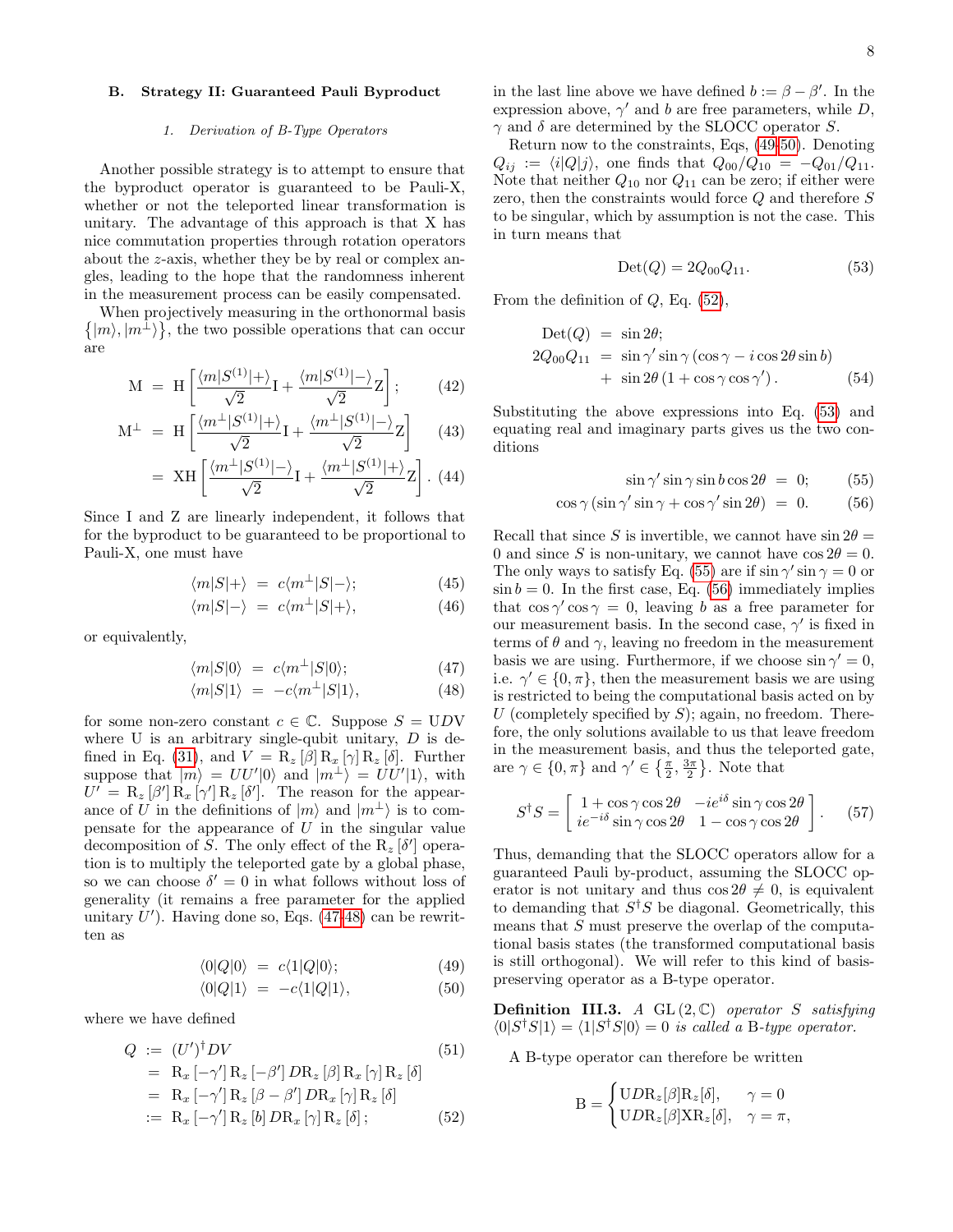### B. Strategy II: Guaranteed Pauli Byproduct

#### 1. Derivation of B-Type Operators

Another possible strategy is to attempt to ensure that the byproduct operator is guaranteed to be Pauli-X, whether or not the teleported linear transformation is unitary. The advantage of this approach is that X has nice commutation properties through rotation operators about the $z$-axis, whether they be by real or complex angles, leading to the hope that the randomness inherent in the measurement process can be easily compensated.

When projectively measuring in the orthonormal basis $\{|m\rangle, |m^{\perp}\rangle\}$, the two possible operations that can occur are

$$
\begin{aligned}
\mathrm{M} &= \mathrm{H}\left[\frac{\langle m|S^{(1)}|+\rangle}{\sqrt{2}}\mathrm{I} + \frac{\langle m|S^{(1)}|-\rangle}{\sqrt{2}}\mathrm{Z}\right]; \quad (42)\\
\mathrm{M}^{\perp} &= \mathrm{H}\left[\frac{\langle m^{\perp}|S^{(1)}|+\rangle}{\sqrt{2}}\mathrm{I} + \frac{\langle m^{\perp}|S^{(1)}|-\rangle}{\sqrt{2}}\mathrm{Z}\right] \quad (43)\\
&= \mathrm{XH}\left[\frac{\langle m^{\perp}|S^{(1)}|-\rangle}{\sqrt{2}}\mathrm{I} + \frac{\langle m^{\perp}|S^{(1)}|+\rangle}{\sqrt{2}}\mathrm{Z}\right]. \quad (44)
\end{aligned}
$$

Since I and Z are linearly independent, it follows that for the byproduct to be guaranteed to be proportional to Pauli-X, one must have

$$
\begin{aligned}
\langle m|S|+\rangle &= c\langle m^{\perp}|S|-\rangle; \quad (45)\\
\langle m|S|-\rangle &= c\langle m^{\perp}|S|+\rangle, \quad (46)
\end{aligned}
$$

or equivalently,

$$
\begin{aligned}
\langle m|S|0\rangle &= c\langle m^{\perp}|S|0\rangle; \quad (47)\\
\langle m|S|1\rangle &= -c\langle m^{\perp}|S|1\rangle, \quad (48)
\end{aligned}
$$

for some non-zero constant $c \in \mathbb{C}$. Suppose $S = \mathrm{U}D\mathrm{V}$ where U is an arbitrary single-qubit unitary, $D$ is defined in Eq. (31), and $V = \mathrm{R}_z[\beta]\,\mathrm{R}_x[\gamma]\,\mathrm{R}_z[\delta]$. Further suppose that $|m\rangle = UU'|0\rangle$ and $|m^{\perp}\rangle = UU'|1\rangle$, with $U' = \mathrm{R}_z[\beta']\,\mathrm{R}_x[\gamma']\,\mathrm{R}_z[\delta']$. The reason for the appearance of $U$ in the definitions of $|m\rangle$ and $|m^{\perp}\rangle$ is to compensate for the appearance of $U$ in the singular value decomposition of $S$. The only effect of the $\mathrm{R}_z[\delta']$ operation is to multiply the teleported gate by a global phase, so we can choose $\delta' = 0$ in what follows without loss of generality (it remains a free parameter for the applied unitary $U'$). Having done so, Eqs. (47-48) can be rewritten as

$$
\begin{aligned}
\langle 0|Q|0\rangle &= c\langle 1|Q|0\rangle; \quad (49)\\
\langle 0|Q|1\rangle &= -c\langle 1|Q|1\rangle, \quad (50)
\end{aligned}
$$

where we have defined

$$
\begin{aligned}
Q &:= (U')^{\dagger}DV \quad (51)\\
&= \mathrm{R}_x[-\gamma']\,\mathrm{R}_z[-\beta']\,D\mathrm{R}_z[\beta]\,\mathrm{R}_x[\gamma]\,\mathrm{R}_z[\delta]\\
&= \mathrm{R}_x[-\gamma']\,\mathrm{R}_z[\beta-\beta']\,D\mathrm{R}_x[\gamma]\,\mathrm{R}_z[\delta]\\
&:= \mathrm{R}_x[-\gamma']\,\mathrm{R}_z[b]\,D\mathrm{R}_x[\gamma]\,\mathrm{R}_z[\delta]; \quad (52)
\end{aligned}
$$

in the last line above we have defined $b := \beta - \beta'$. In the expression above, $\gamma'$ and $b$ are free parameters, while $D$, $\gamma$ and $\delta$ are determined by the SLOCC operator $S$.

Return now to the constraints, Eqs, (49-50). Denoting $Q_{ij} := \langle i|Q|j\rangle$, one finds that $Q_{00}/Q_{10} = -Q_{01}/Q_{11}$. Note that neither $Q_{10}$ nor $Q_{11}$ can be zero; if either were zero, then the constraints would force $Q$ and therefore $S$ to be singular, which by assumption is not the case. This in turn means that

$$
\mathrm{Det}(Q) = 2Q_{00}Q_{11}. \quad (53)
$$

From the definition of $Q$, Eq. (52),

$$
\begin{aligned}
\mathrm{Det}(Q) &= \sin 2\theta;\\
2Q_{00}Q_{11} &= \sin\gamma'\sin\gamma\,(\cos\gamma - i\cos 2\theta\sin b)\\
&\quad + \sin 2\theta\,(1+\cos\gamma\cos\gamma'). \quad (54)
\end{aligned}
$$

Substituting the above expressions into Eq. (53) and equating real and imaginary parts gives us the two conditions

$$
\begin{aligned}
\sin\gamma'\sin\gamma\sin b\cos 2\theta &= 0; \quad (55)\\
\cos\gamma\,(\sin\gamma'\sin\gamma + \cos\gamma'\sin 2\theta) &= 0. \quad (56)
\end{aligned}
$$

Recall that since $S$ is invertible, we cannot have $\sin 2\theta = 0$ and since $S$ is non-unitary, we cannot have $\cos 2\theta = 0$. The only ways to satisfy Eq. (55) are if $\sin\gamma'\sin\gamma = 0$ or $\sin b = 0$. In the first case, Eq. (56) immediately implies that $\cos\gamma'\cos\gamma = 0$, leaving $b$ as a free parameter for our measurement basis. In the second case, $\gamma'$ is fixed in terms of $\theta$ and $\gamma$, leaving no freedom in the measurement basis we are using. Furthermore, if we choose $\sin\gamma' = 0$, i.e. $\gamma' \in \{0, \pi\}$, then the measurement basis we are using is restricted to being the computational basis acted on by $U$ (completely specified by $S$); again, no freedom. Therefore, the only solutions available to us that leave freedom in the measurement basis, and thus the teleported gate, are $\gamma \in \{0, \pi\}$ and $\gamma' \in \left\{\frac{\pi}{2}, \frac{3\pi}{2}\right\}$. Note that

$$
S^{\dagger}S = \begin{bmatrix} 1+\cos\gamma\cos 2\theta & -ie^{i\delta}\sin\gamma\cos 2\theta \\ ie^{-i\delta}\sin\gamma\cos 2\theta & 1-\cos\gamma\cos 2\theta \end{bmatrix}. \quad (57)
$$

Thus, demanding that the SLOCC operators allow for a guaranteed Pauli by-product, assuming the SLOCC operator is not unitary and thus $\cos 2\theta \neq 0$, is equivalent to demanding that $S^{\dagger}S$ be diagonal. Geometrically, this means that $S$ must preserve the overlap of the computational basis states (the transformed computational basis is still orthogonal). We will refer to this kind of basis-preserving operator as a B-type operator.

**Definition III.3.** *A* $\mathrm{GL}(2,\mathbb{C})$ *operator* $S$ *satisfying* $\langle 0|S^{\dagger}S|1\rangle = \langle 1|S^{\dagger}S|0\rangle = 0$ *is called a* B-*type operator.*

A B-type operator can therefore be written

$$
\mathrm{B} = \begin{cases} \mathrm{U}D\mathrm{R}_z[\beta]\mathrm{R}_z[\delta], & \gamma = 0\\ \mathrm{U}D\mathrm{R}_z[\beta]\mathrm{X}\mathrm{R}_z[\delta], & \gamma = \pi, \end{cases}
$$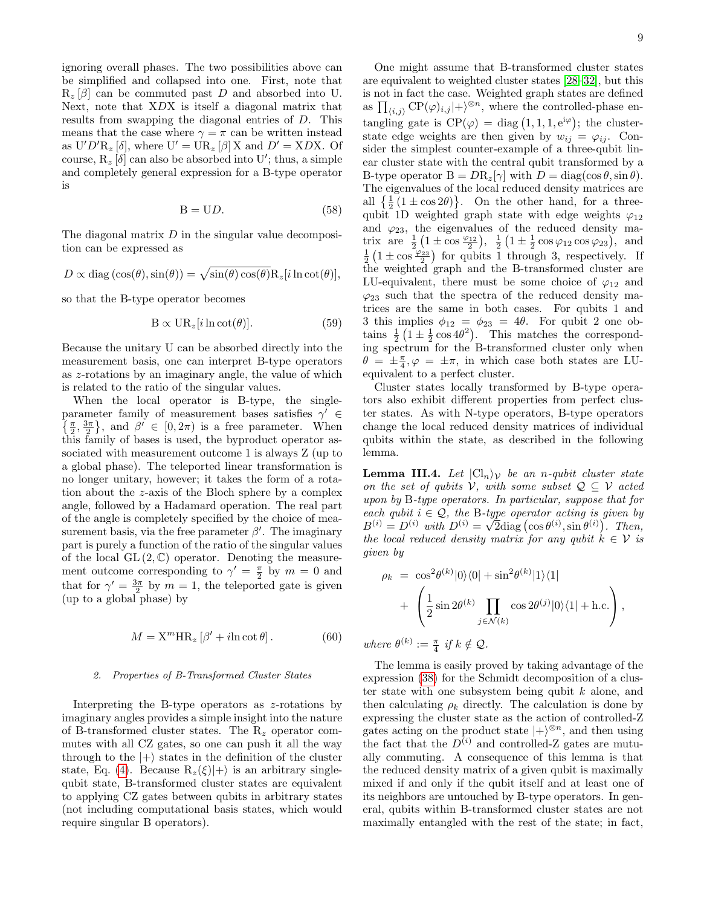ignoring overall phases. The two possibilities above can be simplified and collapsed into one. First, note that $\mathrm{R}_z[\beta]$ can be commuted past $D$ and absorbed into U. Next, note that X$D$X is itself a diagonal matrix that results from swapping the diagonal entries of $D$. This means that the case where $\gamma = \pi$ can be written instead as $\mathrm{U}'D'\mathrm{R}_z[\delta]$, where $\mathrm{U}' = \mathrm{U}\mathrm{R}_z[\beta]\mathrm{X}$ and $D' = \mathrm{X}D\mathrm{X}$. Of course, $\mathrm{R}_z[\delta]$ can also be absorbed into U′; thus, a simple and completely general expression for a B-type operator is

$$\mathrm{B} = \mathrm{U}D. \tag{58}$$

The diagonal matrix $D$ in the singular value decomposition can be expressed as

$$D \propto \mathrm{diag}\left(\cos(\theta), \sin(\theta)\right) = \sqrt{\sin(\theta)\cos(\theta)}\mathrm{R}_z[i\ln\cot(\theta)],$$

so that the B-type operator becomes

$$\mathrm{B} \propto \mathrm{U}\mathrm{R}_z[i\ln\cot(\theta)]. \tag{59}$$

Because the unitary U can be absorbed directly into the measurement basis, one can interpret B-type operators as $z$-rotations by an imaginary angle, the value of which is related to the ratio of the singular values.

When the local operator is B-type, the single-parameter family of measurement bases satisfies $\gamma' \in \left\{\frac{\pi}{2}, \frac{3\pi}{2}\right\}$, and $\beta' \in [0, 2\pi)$ is a free parameter. When this family of bases is used, the byproduct operator associated with measurement outcome 1 is always Z (up to a global phase). The teleported linear transformation is no longer unitary, however; it takes the form of a rotation about the $z$-axis of the Bloch sphere by a complex angle, followed by a Hadamard operation. The real part of the angle is completely specified by the choice of measurement basis, via the free parameter $\beta'$. The imaginary part is purely a function of the ratio of the singular values of the local $\mathrm{GL}(2, \mathbb{C})$ operator. Denoting the measurement outcome corresponding to $\gamma' = \frac{\pi}{2}$ by $m = 0$ and that for $\gamma' = \frac{3\pi}{2}$ by $m = 1$, the teleported gate is given (up to a global phase) by

$$M = \mathrm{X}^m\mathrm{H}\mathrm{R}_z\left[\beta' + i\ln\cot\theta\right]. \tag{60}$$

### 2. Properties of B-Transformed Cluster States

Interpreting the B-type operators as $z$-rotations by imaginary angles provides a simple insight into the nature of B-transformed cluster states. The $\mathrm{R}_z$ operator commutes with all CZ gates, so one can push it all the way through to the $|+\rangle$ states in the definition of the cluster state, Eq. (4). Because $\mathrm{R}_z(\xi)|+\rangle$ is an arbitrary single-qubit state, B-transformed cluster states are equivalent to applying CZ gates between qubits in arbitrary states (not including computational basis states, which would require singular B operators).

One might assume that B-transformed cluster states are equivalent to weighted cluster states [28–32], but this is not in fact the case. Weighted graph states are defined as $\prod_{\langle i,j\rangle}\mathrm{CP}(\varphi)_{i,j}|+\rangle^{\otimes n}$, where the controlled-phase entangling gate is $\mathrm{CP}(\varphi) = \mathrm{diag}\left(1, 1, 1, \mathrm{e}^{\mathrm{i}\varphi}\right)$; the cluster-state edge weights are then given by $w_{ij} = \varphi_{ij}$. Consider the simplest counter-example of a three-qubit linear cluster state with the central qubit transformed by a B-type operator $\mathrm{B} = D\mathrm{R}_z[\gamma]$ with $D = \mathrm{diag}(\cos\theta, \sin\theta)$. The eigenvalues of the local reduced density matrices are all $\left\{\frac{1}{2}\left(1 \pm \cos 2\theta\right)\right\}$. On the other hand, for a three-qubit 1D weighted graph state with edge weights $\varphi_{12}$ and $\varphi_{23}$, the eigenvalues of the reduced density matrix are $\frac{1}{2}\left(1 \pm \cos\frac{\varphi_{12}}{2}\right)$, $\frac{1}{2}\left(1 \pm \frac{1}{2}\cos\varphi_{12}\cos\varphi_{23}\right)$, and $\frac{1}{2}\left(1 \pm \cos\frac{\varphi_{23}}{2}\right)$ for qubits 1 through 3, respectively. If the weighted graph and the B-transformed cluster are LU-equivalent, there must be some choice of $\varphi_{12}$ and $\varphi_{23}$ such that the spectra of the reduced density matrices are the same in both cases. For qubits 1 and 3 this implies $\phi_{12} = \phi_{23} = 4\theta$. For qubit 2 one obtains $\frac{1}{2}\left(1 \pm \frac{1}{2}\cos 4\theta^2\right)$. This matches the corresponding spectrum for the B-transformed cluster only when $\theta = \pm\frac{\pi}{4}, \varphi = \pm\pi$, in which case both states are LU-equivalent to a perfect cluster.

Cluster states locally transformed by B-type operators also exhibit different properties from perfect cluster states. As with N-type operators, B-type operators change the local reduced density matrices of individual qubits within the state, as described in the following lemma.

**Lemma III.4.** *Let $|\mathrm{Cl}_n\rangle_{\mathcal{V}}$ be an $n$-qubit cluster state on the set of qubits $\mathcal{V}$, with some subset $\mathcal{Q} \subseteq \mathcal{V}$ acted upon by* B*-type operators. In particular, suppose that for each qubit $i \in \mathcal{Q}$, the* B*-type operator acting is given by $B^{(i)} = D^{(i)}$ with $D^{(i)} = \sqrt{2}\mathrm{diag}\left(\cos\theta^{(i)}, \sin\theta^{(i)}\right)$. Then, the local reduced density matrix for any qubit $k \in \mathcal{V}$ is given by*

$$\begin{aligned}\rho_k \;=\; & \cos^2\theta^{(k)}|0\rangle\langle 0| + \sin^2\theta^{(k)}|1\rangle\langle 1| \\ & + \left(\frac{1}{2}\sin 2\theta^{(k)}\prod_{j\in\mathcal{N}(k)}\cos 2\theta^{(j)}|0\rangle\langle 1| + \mathrm{h.c.}\right),\end{aligned}$$

*where $\theta^{(k)} := \frac{\pi}{4}$ if $k \notin \mathcal{Q}$.*

The lemma is easily proved by taking advantage of the expression (38) for the Schmidt decomposition of a cluster state with one subsystem being qubit $k$ alone, and then calculating $\rho_k$ directly. The calculation is done by expressing the cluster state as the action of controlled-Z gates acting on the product state $|+\rangle^{\otimes n}$, and then using the fact that the $D^{(i)}$ and controlled-Z gates are mutually commuting. A consequence of this lemma is that the reduced density matrix of a given qubit is maximally mixed if and only if the qubit itself and at least one of its neighbors are untouched by B-type operators. In general, qubits within B-transformed cluster states are not maximally entangled with the rest of the state; in fact,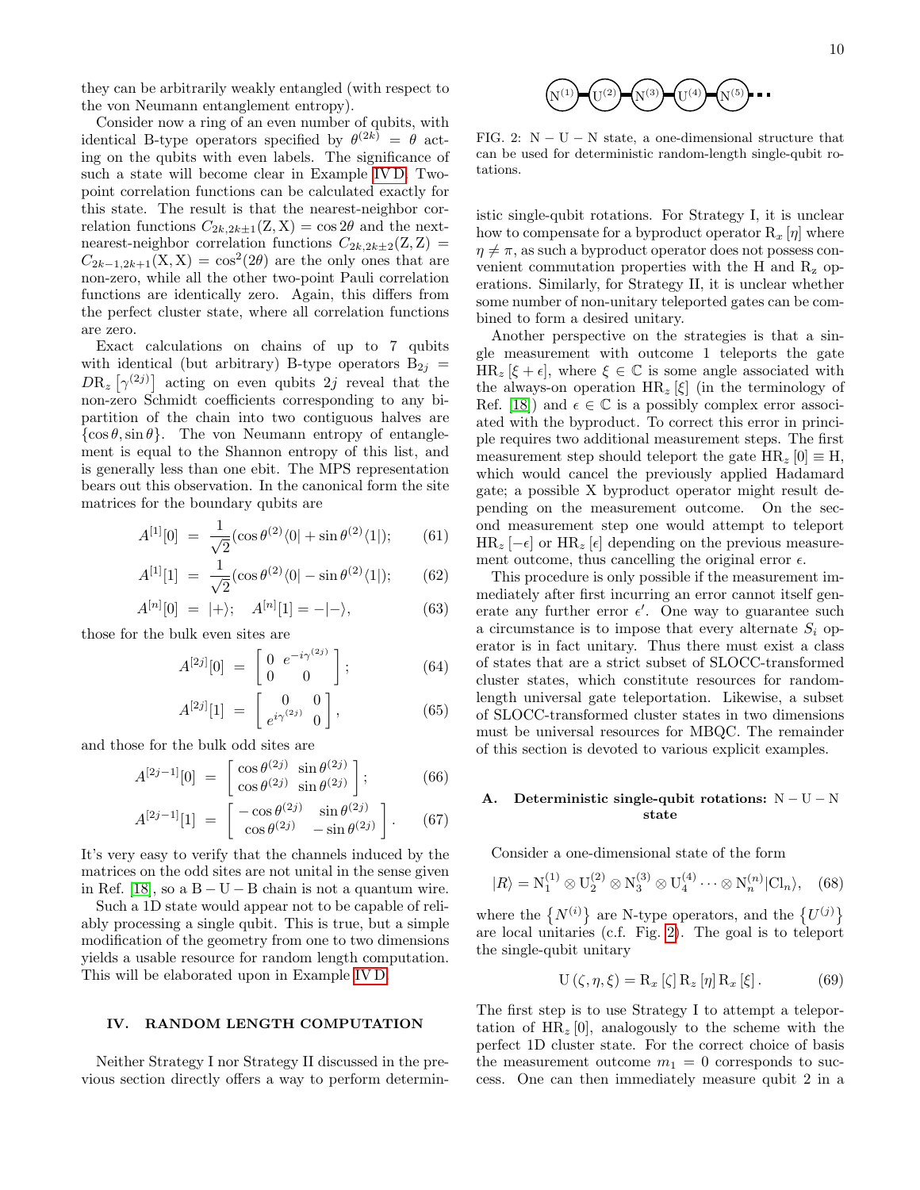they can be arbitrarily weakly entangled (with respect to the von Neumann entanglement entropy).

Consider now a ring of an even number of qubits, with identical B-type operators specified by $\theta^{(2k)} = \theta$ acting on the qubits with even labels. The significance of such a state will become clear in Example IV D. Two-point correlation functions can be calculated exactly for this state. The result is that the nearest-neighbor correlation functions $C_{2k,2k\pm1}(\mathrm{Z},\mathrm{X}) = \cos 2\theta$ and the next-nearest-neighbor correlation functions $C_{2k,2k\pm2}(\mathrm{Z},\mathrm{Z}) = C_{2k-1,2k+1}(\mathrm{X},\mathrm{X}) = \cos^2(2\theta)$ are the only ones that are non-zero, while all the other two-point Pauli correlation functions are identically zero. Again, this differs from the perfect cluster state, where all correlation functions are zero.

Exact calculations on chains of up to 7 qubits with identical (but arbitrary) B-type operators $\mathrm{B}_{2j} = D\mathrm{R}_z\left[\gamma^{(2j)}\right]$ acting on even qubits $2j$ reveal that the non-zero Schmidt coefficients corresponding to any bipartition of the chain into two contiguous halves are $\{\cos\theta, \sin\theta\}$. The von Neumann entropy of entanglement is equal to the Shannon entropy of this list, and is generally less than one ebit. The MPS representation bears out this observation. In the canonical form the site matrices for the boundary qubits are

$$A^{[1]}[0] = \frac{1}{\sqrt{2}}(\cos\theta^{(2)}\langle 0| + \sin\theta^{(2)}\langle 1|); \quad (61)$$

$$A^{[1]}[1] = \frac{1}{\sqrt{2}}(\cos\theta^{(2)}\langle 0| - \sin\theta^{(2)}\langle 1|); \quad (62)$$

$$A^{[n]}[0] = |+\rangle; \quad A^{[n]}[1] = -|-\rangle, \quad (63)$$

those for the bulk even sites are

$$A^{[2j]}[0] = \begin{bmatrix} 0 & e^{-i\gamma^{(2j)}} \\ 0 & 0 \end{bmatrix}; \quad (64)$$

$$A^{[2j]}[1] = \begin{bmatrix} 0 & 0 \\ e^{i\gamma^{(2j)}} & 0 \end{bmatrix}, \quad (65)$$

and those for the bulk odd sites are

$$A^{[2j-1]}[0] = \begin{bmatrix} \cos\theta^{(2j)} & \sin\theta^{(2j)} \\ \cos\theta^{(2j)} & \sin\theta^{(2j)} \end{bmatrix}; \quad (66)$$

$$A^{[2j-1]}[1] = \begin{bmatrix} -\cos\theta^{(2j)} & \sin\theta^{(2j)} \\ \cos\theta^{(2j)} & -\sin\theta^{(2j)} \end{bmatrix}. \quad (67)$$

It's very easy to verify that the channels induced by the matrices on the odd sites are not unital in the sense given in Ref. [18], so a $\mathrm{B}-\mathrm{U}-\mathrm{B}$ chain is not a quantum wire.

Such a 1D state would appear not to be capable of reliably processing a single qubit. This is true, but a simple modification of the geometry from one to two dimensions yields a usable resource for random length computation. This will be elaborated upon in Example IV D.

## IV. RANDOM LENGTH COMPUTATION

Neither Strategy I nor Strategy II discussed in the previous section directly offers a way to perform deterministic single-qubit rotations. For Strategy I, it is unclear how to compensate for a byproduct operator $\mathrm{R}_x[\eta]$ where $\eta \neq \pi$, as such a byproduct operator does not possess convenient commutation properties with the H and $\mathrm{R}_z$ operations. Similarly, for Strategy II, it is unclear whether some number of non-unitary teleported gates can be combined to form a desired unitary.

Another perspective on the strategies is that a single measurement with outcome 1 teleports the gate $\mathrm{HR}_z[\xi+\epsilon]$, where $\xi \in \mathbb{C}$ is some angle associated with the always-on operation $\mathrm{HR}_z[\xi]$ (in the terminology of Ref. [18]) and $\epsilon \in \mathbb{C}$ is a possibly complex error associated with the byproduct. To correct this error in principle requires two additional measurement steps. The first measurement step should teleport the gate $\mathrm{HR}_z[0] \equiv \mathrm{H}$, which would cancel the previously applied Hadamard gate; a possible X byproduct operator might result depending on the measurement outcome. On the second measurement step one would attempt to teleport $\mathrm{HR}_z[-\epsilon]$ or $\mathrm{HR}_z[\epsilon]$ depending on the previous measurement outcome, thus cancelling the original error $\epsilon$.

This procedure is only possible if the measurement immediately after first incurring an error cannot itself generate any further error $\epsilon'$. One way to guarantee such a circumstance is to impose that every alternate $S_i$ operator is in fact unitary. Thus there must exist a class of states that are a strict subset of SLOCC-transformed cluster states, which constitute resources for random-length universal gate teleportation. Likewise, a subset of SLOCC-transformed cluster states in two dimensions must be universal resources for MBQC. The remainder of this section is devoted to various explicit examples.

### A. Deterministic single-qubit rotations: $\mathrm{N}-\mathrm{U}-\mathrm{N}$ state

Consider a one-dimensional state of the form

$$|R\rangle = \mathrm{N}_1^{(1)} \otimes \mathrm{U}_2^{(2)} \otimes \mathrm{N}_3^{(3)} \otimes \mathrm{U}_4^{(4)} \cdots \otimes \mathrm{N}_n^{(n)}|\mathrm{Cl}_n\rangle, \quad (68)$$

where the $\{N^{(i)}\}$ are N-type operators, and the $\{U^{(j)}\}$ are local unitaries (c.f. Fig. 2). The goal is to teleport the single-qubit unitary

$$\mathrm{U}(\zeta,\eta,\xi) = \mathrm{R}_x[\zeta]\,\mathrm{R}_z[\eta]\,\mathrm{R}_x[\xi]. \quad (69)$$

The first step is to use Strategy I to attempt a teleportation of $\mathrm{HR}_z[0]$, analogously to the scheme with the perfect 1D cluster state. For the correct choice of basis the measurement outcome $m_1 = 0$ corresponds to success. One can then immediately measure qubit 2 in a

$\mathrm{N}^{(1)}$ — $\mathrm{U}^{(2)}$ — $\mathrm{N}^{(3)}$ — $\mathrm{U}^{(4)}$ — $\mathrm{N}^{(5)}$ ···

FIG. 2: $\mathrm{N}-\mathrm{U}-\mathrm{N}$ state, a one-dimensional structure that can be used for deterministic random-length single-qubit rotations.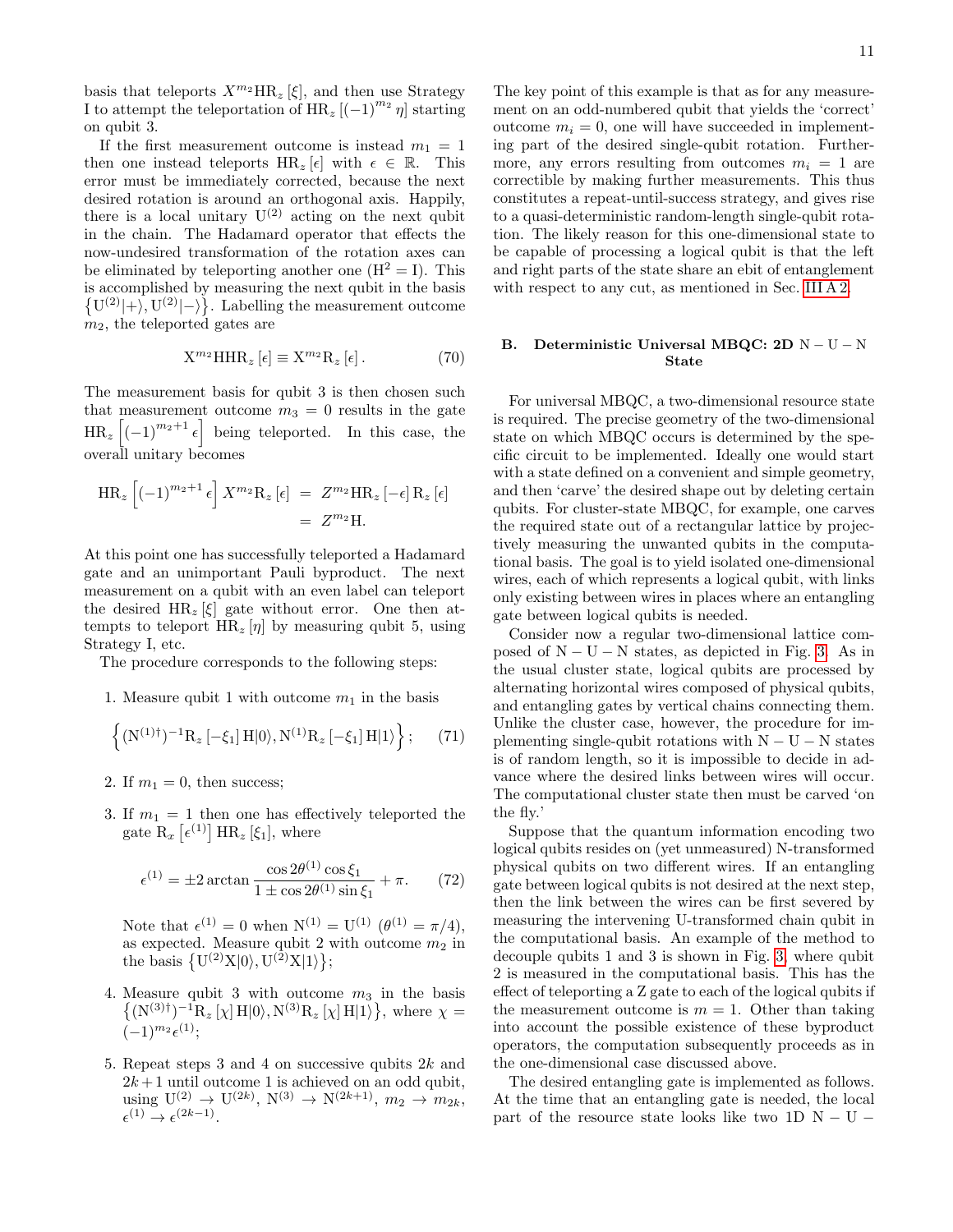basis that teleports $X^{m_2}\mathrm{HR}_z[\xi]$, and then use Strategy I to attempt the teleportation of $\mathrm{HR}_z[(-1)^{m_2}\eta]$ starting on qubit 3.

If the first measurement outcome is instead $m_1 = 1$ then one instead teleports $\mathrm{HR}_z[\epsilon]$ with $\epsilon \in \mathbb{R}$. This error must be immediately corrected, because the next desired rotation is around an orthogonal axis. Happily, there is a local unitary $\mathrm{U}^{(2)}$ acting on the next qubit in the chain. The Hadamard operator that effects the now-undesired transformation of the rotation axes can be eliminated by teleporting another one ($\mathrm{H}^2 = \mathrm{I}$). This is accomplished by measuring the next qubit in the basis $\{\mathrm{U}^{(2)}|+\rangle, \mathrm{U}^{(2)}|-\rangle\}$. Labelling the measurement outcome $m_2$, the teleported gates are

$$\mathrm{X}^{m_2}\mathrm{HHR}_z[\epsilon] \equiv \mathrm{X}^{m_2}\mathrm{R}_z[\epsilon]. \tag{70}$$

The measurement basis for qubit 3 is then chosen such that measurement outcome $m_3 = 0$ results in the gate $\mathrm{HR}_z\left[(-1)^{m_2+1}\epsilon\right]$ being teleported. In this case, the overall unitary becomes

$$\begin{aligned}\mathrm{HR}_z\left[(-1)^{m_2+1}\epsilon\right]X^{m_2}\mathrm{R}_z[\epsilon] &= Z^{m_2}\mathrm{HR}_z[-\epsilon]\,\mathrm{R}_z[\epsilon] \\ &= Z^{m_2}\mathrm{H}.\end{aligned}$$

At this point one has successfully teleported a Hadamard gate and an unimportant Pauli byproduct. The next measurement on a qubit with an even label can teleport the desired $\mathrm{HR}_z[\xi]$ gate without error. One then attempts to teleport $\mathrm{HR}_z[\eta]$ by measuring qubit 5, using Strategy I, etc.

The procedure corresponds to the following steps:

1. Measure qubit 1 with outcome $m_1$ in the basis

$$\left\{(\mathrm{N}^{(1)\dagger})^{-1}\mathrm{R}_z[-\xi_1]\,\mathrm{H}|0\rangle, \mathrm{N}^{(1)}\mathrm{R}_z[-\xi_1]\,\mathrm{H}|1\rangle\right\}; \tag{71}$$

2. If $m_1 = 0$, then success;

3. If $m_1 = 1$ then one has effectively teleported the gate $\mathrm{R}_x\left[\epsilon^{(1)}\right]\mathrm{HR}_z[\xi_1]$, where

$$\epsilon^{(1)} = \pm 2\arctan\frac{\cos 2\theta^{(1)}\cos\xi_1}{1 \pm \cos 2\theta^{(1)}\sin\xi_1} + \pi. \tag{72}$$

   Note that $\epsilon^{(1)} = 0$ when $\mathrm{N}^{(1)} = \mathrm{U}^{(1)}$ ($\theta^{(1)} = \pi/4$), as expected. Measure qubit 2 with outcome $m_2$ in the basis $\{\mathrm{U}^{(2)}\mathrm{X}|0\rangle, \mathrm{U}^{(2)}\mathrm{X}|1\rangle\}$;

4. Measure qubit 3 with outcome $m_3$ in the basis $\{(\mathrm{N}^{(3)\dagger})^{-1}\mathrm{R}_z[\chi]\,\mathrm{H}|0\rangle, \mathrm{N}^{(3)}\mathrm{R}_z[\chi]\,\mathrm{H}|1\rangle\}$, where $\chi = (-1)^{m_2}\epsilon^{(1)}$;

5. Repeat steps 3 and 4 on successive qubits $2k$ and $2k+1$ until outcome 1 is achieved on an odd qubit, using $\mathrm{U}^{(2)} \to \mathrm{U}^{(2k)}$, $\mathrm{N}^{(3)} \to \mathrm{N}^{(2k+1)}$, $m_2 \to m_{2k}$, $\epsilon^{(1)} \to \epsilon^{(2k-1)}$.

The key point of this example is that as for any measurement on an odd-numbered qubit that yields the 'correct' outcome $m_i = 0$, one will have succeeded in implementing part of the desired single-qubit rotation. Furthermore, any errors resulting from outcomes $m_i = 1$ are correctible by making further measurements. This thus constitutes a repeat-until-success strategy, and gives rise to a quasi-deterministic random-length single-qubit rotation. The likely reason for this one-dimensional state to be capable of processing a logical qubit is that the left and right parts of the state share an ebit of entanglement with respect to any cut, as mentioned in Sec. III A 2.

### B. Deterministic Universal MBQC: 2D N − U − N State

For universal MBQC, a two-dimensional resource state is required. The precise geometry of the two-dimensional state on which MBQC occurs is determined by the specific circuit to be implemented. Ideally one would start with a state defined on a convenient and simple geometry, and then 'carve' the desired shape out by deleting certain qubits. For cluster-state MBQC, for example, one carves the required state out of a rectangular lattice by projectively measuring the unwanted qubits in the computational basis. The goal is to yield isolated one-dimensional wires, each of which represents a logical qubit, with links only existing between wires in places where an entangling gate between logical qubits is needed.

Consider now a regular two-dimensional lattice composed of N − U − N states, as depicted in Fig. 3. As in the usual cluster state, logical qubits are processed by alternating horizontal wires composed of physical qubits, and entangling gates by vertical chains connecting them. Unlike the cluster case, however, the procedure for implementing single-qubit rotations with N − U − N states is of random length, so it is impossible to decide in advance where the desired links between wires will occur. The computational cluster state then must be carved 'on the fly.'

Suppose that the quantum information encoding two logical qubits resides on (yet unmeasured) N-transformed physical qubits on two different wires. If an entangling gate between logical qubits is not desired at the next step, then the link between the wires can be first severed by measuring the intervening U-transformed chain qubit in the computational basis. An example of the method to decouple qubits 1 and 3 is shown in Fig. 3, where qubit 2 is measured in the computational basis. This has the effect of teleporting a Z gate to each of the logical qubits if the measurement outcome is $m = 1$. Other than taking into account the possible existence of these byproduct operators, the computation subsequently proceeds as in the one-dimensional case discussed above.

The desired entangling gate is implemented as follows. At the time that an entangling gate is needed, the local part of the resource state looks like two 1D N − U −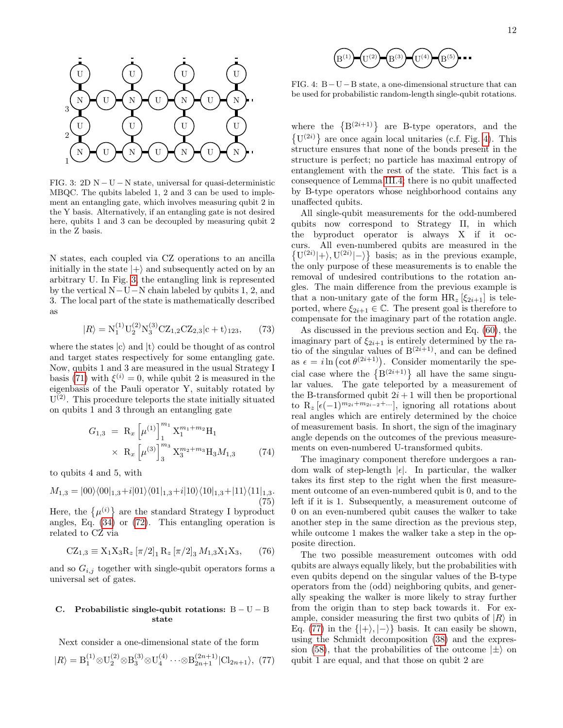FIG. 3: 2D N − U − N state, universal for quasi-deterministic MBQC. The qubits labeled 1, 2 and 3 can be used to implement an entangling gate, which involves measuring qubit 2 in the Y basis. Alternatively, if an entangling gate is not desired here, qubits 1 and 3 can be decoupled by measuring qubit 2 in the Z basis.

N states, each coupled via CZ operations to an ancilla initially in the state $|+\rangle$ and subsequently acted on by an arbitrary U. In Fig. 3, the entangling link is represented by the vertical N−U−N chain labeled by qubits 1, 2, and 3. The local part of the state is mathematically described as

$$|R\rangle = \mathrm{N}_1^{(1)}\mathrm{U}_2^{(2)}\mathrm{N}_3^{(3)}\mathrm{CZ}_{1,2}\mathrm{CZ}_{2,3}|\mathrm{c}+\mathrm{t}\rangle_{123}, \quad (73)$$

where the states $|\mathrm{c}\rangle$ and $|\mathrm{t}\rangle$ could be thought of as control and target states respectively for some entangling gate. Now, qubits 1 and 3 are measured in the usual Strategy I basis (71) with $\xi^{(i)} = 0$, while qubit 2 is measured in the eigenbasis of the Pauli operator Y, suitably rotated by $\mathrm{U}^{(2)}$. This procedure teleports the state initially situated on qubits 1 and 3 through an entangling gate

$$\begin{aligned} G_{1,3} \;&=\; \mathrm{R}_x\left[\mu^{(1)}\right]_1^{m_1} \mathrm{X}_1^{m_1+m_2}\mathrm{H}_1 \\ &\times\; \mathrm{R}_x\left[\mu^{(3)}\right]_3^{m_3} \mathrm{X}_3^{m_2+m_3}\mathrm{H}_3 M_{1,3} \end{aligned} \quad (74)$$

to qubits 4 and 5, with

$$M_{1,3} = |00\rangle\langle 00|_{1,3} + i|01\rangle\langle 01|_{1,3} + i|10\rangle\langle 10|_{1,3} + |11\rangle\langle 11|_{1,3}. \quad (75)$$

Here, the $\{\mu^{(i)}\}$ are the standard Strategy I byproduct angles, Eq. (34) or (72). This entangling operation is related to CZ via

$$\mathrm{CZ}_{1,3} \equiv \mathrm{X}_1\mathrm{X}_3\mathrm{R}_z\left[\pi/2\right]_1\mathrm{R}_z\left[\pi/2\right]_3 M_{1,3}\mathrm{X}_1\mathrm{X}_3, \quad (76)$$

and so $G_{i,j}$ together with single-qubit operators forms a universal set of gates.

### C. Probabilistic single-qubit rotations: B − U − B state

Next consider a one-dimensional state of the form

$$|R\rangle = \mathrm{B}_1^{(1)}\otimes\mathrm{U}_2^{(2)}\otimes\mathrm{B}_3^{(3)}\otimes\mathrm{U}_4^{(4)}\cdots\otimes\mathrm{B}_{2n+1}^{(2n+1)}|\mathrm{Cl}_{2n+1}\rangle, \quad (77)$$

FIG. 4: B − U − B state, a one-dimensional structure that can be used for probabilistic random-length single-qubit rotations.

where the $\{\mathrm{B}^{(2i+1)}\}$ are B-type operators, and the $\{\mathrm{U}^{(2i)}\}$ are once again local unitaries (c.f. Fig. 4). This structure ensures that none of the bonds present in the structure is perfect; no particle has maximal entropy of entanglement with the rest of the state. This fact is a consequence of Lemma III.4; there is no qubit unaffected by B-type operators whose neighborhood contains any unaffected qubits.

All single-qubit measurements for the odd-numbered qubits now correspond to Strategy II, in which the byproduct operator is always X if it occurs. All even-numbered qubits are measured in the $\{\mathrm{U}^{(2i)}|+\rangle, \mathrm{U}^{(2i)}|-\rangle\}$ basis; as in the previous example, the only purpose of these measurements is to enable the removal of undesired contributions to the rotation angles. The main difference from the previous example is that a non-unitary gate of the form $\mathrm{HR}_z\left[\xi_{2i+1}\right]$ is teleported, where $\xi_{2i+1} \in \mathbb{C}$. The present goal is therefore to compensate for the imaginary part of the rotation angle.

As discussed in the previous section and Eq. (60), the imaginary part of $\xi_{2i+1}$ is entirely determined by the ratio of the singular values of $\mathrm{B}^{(2i+1)}$, and can be defined as $\epsilon = i\ln\left(\cot\theta^{(2i+1)}\right)$. Consider momentarily the special case where the $\{\mathrm{B}^{(2i+1)}\}$ all have the same singular values. The gate teleported by a measurement of the B-transformed qubit $2i+1$ will then be proportional to $\mathrm{R}_z\left[\epsilon(-1)^{m_{2i}+m_{2i-2}+\cdots}\right]$, ignoring all rotations about real angles which are entirely determined by the choice of measurement basis. In short, the sign of the imaginary angle depends on the outcomes of the previous measurements on even-numbered U-transformed qubits.

The imaginary component therefore undergoes a random walk of step-length $|\epsilon|$. In particular, the walker takes its first step to the right when the first measurement outcome of an even-numbered qubit is 0, and to the left if it is 1. Subsequently, a measurement outcome of 0 on an even-numbered qubit causes the walker to take another step in the same direction as the previous step, while outcome 1 makes the walker take a step in the opposite direction.

The two possible measurement outcomes with odd qubits are always equally likely, but the probabilities with even qubits depend on the singular values of the B-type operators from the (odd) neighboring qubits, and generally speaking the walker is more likely to stray further from the origin than to step back towards it. For example, consider measuring the first two qubits of $|R\rangle$ in Eq. (77) in the $\{|+\rangle, |-\rangle\}$ basis. It can easily be shown, using the Schmidt decomposition (38) and the expression (58), that the probabilities of the outcome $|\pm\rangle$ on qubit 1 are equal, and that those on qubit 2 are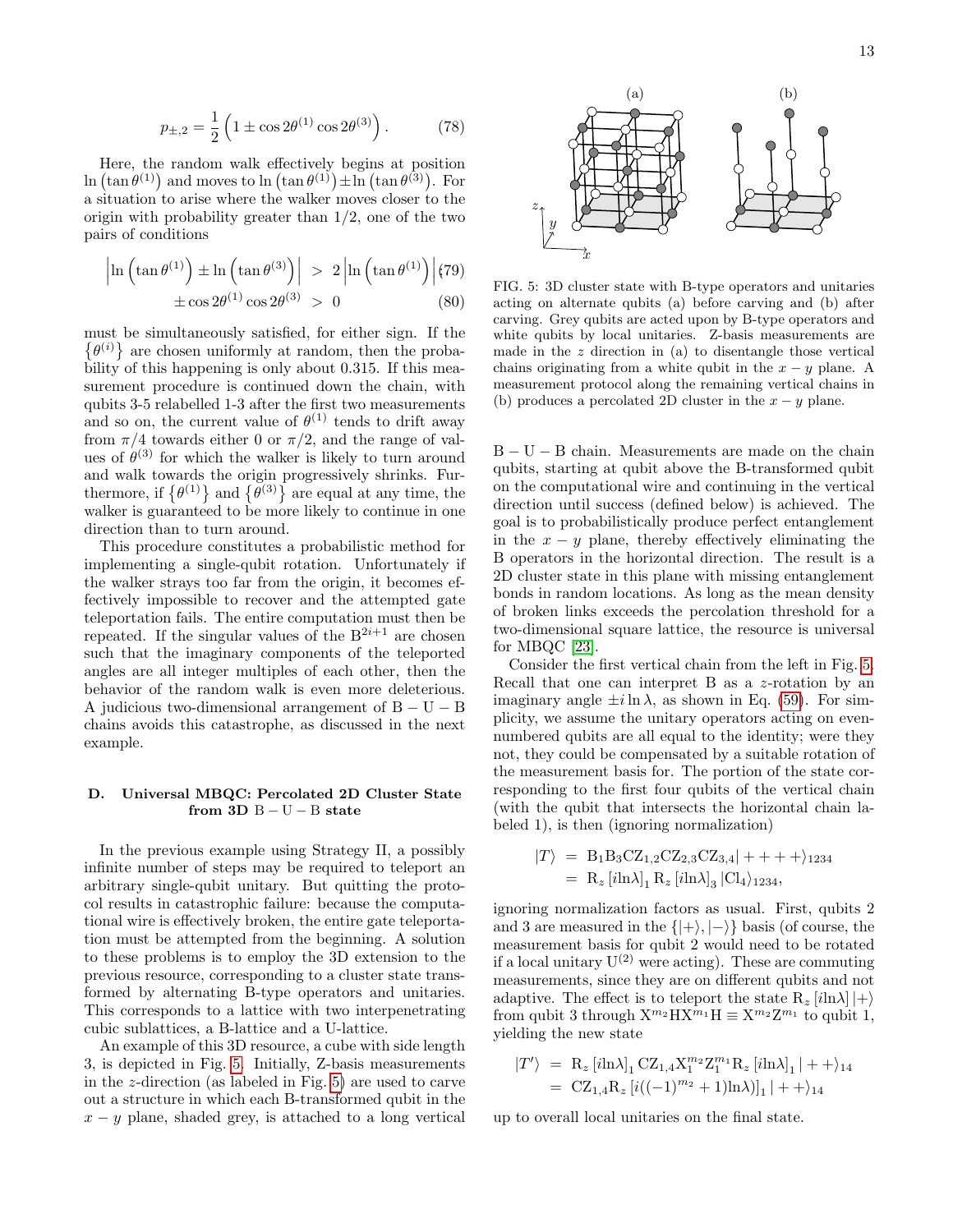$$p_{\pm,2} = \frac{1}{2}\left(1 \pm \cos 2\theta^{(1)} \cos 2\theta^{(3)}\right). \qquad (78)$$

Here, the random walk effectively begins at position $\ln\left(\tan\theta^{(1)}\right)$ and moves to $\ln\left(\tan\theta^{(1)}\right) \pm \ln\left(\tan\theta^{(3)}\right)$. For a situation to arise where the walker moves closer to the origin with probability greater than 1/2, one of the two pairs of conditions

$$\left|\ln\left(\tan\theta^{(1)}\right) \pm \ln\left(\tan\theta^{(3)}\right)\right| \;>\; 2\left|\ln\left(\tan\theta^{(1)}\right)\right| \qquad (79)$$

$$\pm\cos 2\theta^{(1)}\cos 2\theta^{(3)} \;>\; 0 \qquad (80)$$

must be simultaneously satisfied, for either sign. If the $\left\{\theta^{(i)}\right\}$ are chosen uniformly at random, then the probability of this happening is only about 0.315. If this measurement procedure is continued down the chain, with qubits 3-5 relabelled 1-3 after the first two measurements and so on, the current value of $\theta^{(1)}$ tends to drift away from $\pi/4$ towards either 0 or $\pi/2$, and the range of values of $\theta^{(3)}$ for which the walker is likely to turn around and walk towards the origin progressively shrinks. Furthermore, if $\left\{\theta^{(1)}\right\}$ and $\left\{\theta^{(3)}\right\}$ are equal at any time, the walker is guaranteed to be more likely to continue in one direction than to turn around.

This procedure constitutes a probabilistic method for implementing a single-qubit rotation. Unfortunately if the walker strays too far from the origin, it becomes effectively impossible to recover and the attempted gate teleportation fails. The entire computation must then be repeated. If the singular values of the $\mathrm{B}^{2i+1}$ are chosen such that the imaginary components of the teleported angles are all integer multiples of each other, then the behavior of the random walk is even more deleterious. A judicious two-dimensional arrangement of B − U − B chains avoids this catastrophe, as discussed in the next example.

### D. Universal MBQC: Percolated 2D Cluster State from 3D B − U − B state

In the previous example using Strategy II, a possibly infinite number of steps may be required to teleport an arbitrary single-qubit unitary. But quitting the protocol results in catastrophic failure: because the computational wire is effectively broken, the entire gate teleportation must be attempted from the beginning. A solution to these problems is to employ the 3D extension to the previous resource, corresponding to a cluster state transformed by alternating B-type operators and unitaries. This corresponds to a lattice with two interpenetrating cubic sublattices, a B-lattice and a U-lattice.

An example of this 3D resource, a cube with side length 3, is depicted in Fig. 5. Initially, Z-basis measurements in the $z$-direction (as labeled in Fig. 5) are used to carve out a structure in which each B-transformed qubit in the $x-y$ plane, shaded grey, is attached to a long vertical

FIG. 5: 3D cluster state with B-type operators and unitaries acting on alternate qubits (a) before carving and (b) after carving. Grey qubits are acted upon by B-type operators and white qubits by local unitaries. Z-basis measurements are made in the $z$ direction in (a) to disentangle those vertical chains originating from a white qubit in the $x-y$ plane. A measurement protocol along the remaining vertical chains in (b) produces a percolated 2D cluster in the $x-y$ plane.

B − U − B chain. Measurements are made on the chain qubits, starting at qubit above the B-transformed qubit on the computational wire and continuing in the vertical direction until success (defined below) is achieved. The goal is to probabilistically produce perfect entanglement in the $x-y$ plane, thereby effectively eliminating the B operators in the horizontal direction. The result is a 2D cluster state in this plane with missing entanglement bonds in random locations. As long as the mean density of broken links exceeds the percolation threshold for a two-dimensional square lattice, the resource is universal for MBQC [23].

Consider the first vertical chain from the left in Fig. 5. Recall that one can interpret B as a $z$-rotation by an imaginary angle $\pm i\ln\lambda$, as shown in Eq. (59). For simplicity, we assume the unitary operators acting on even-numbered qubits are all equal to the identity; were they not, they could be compensated by a suitable rotation of the measurement basis for. The portion of the state corresponding to the first four qubits of the vertical chain (with the qubit that intersects the horizontal chain labeled 1), is then (ignoring normalization)

$$\begin{aligned}|T\rangle \;&=\; \mathrm{B}_1\mathrm{B}_3\mathrm{CZ}_{1,2}\mathrm{CZ}_{2,3}\mathrm{CZ}_{3,4}|++++\rangle_{1234} \\ &=\; \mathrm{R}_z\left[i\ln\lambda\right]_1 \mathrm{R}_z\left[i\ln\lambda\right]_3 |\mathrm{Cl}_4\rangle_{1234},\end{aligned}$$

ignoring normalization factors as usual. First, qubits 2 and 3 are measured in the $\{|+\rangle, |-\rangle\}$ basis (of course, the measurement basis for qubit 2 would need to be rotated if a local unitary $\mathrm{U}^{(2)}$ were acting). These are commuting measurements, since they are on different qubits and not adaptive. The effect is to teleport the state $\mathrm{R}_z\left[i\ln\lambda\right]|+\rangle$ from qubit 3 through $\mathrm{X}^{m_2}\mathrm{H}\mathrm{X}^{m_1}\mathrm{H} \equiv \mathrm{X}^{m_2}\mathrm{Z}^{m_1}$ to qubit 1, yielding the new state

$$\begin{aligned}|T'\rangle \;&=\; \mathrm{R}_z\left[i\ln\lambda\right]_1 \mathrm{CZ}_{1,4}\mathrm{X}_1^{m_2}\mathrm{Z}_1^{m_1}\mathrm{R}_z\left[i\ln\lambda\right]_1|++\rangle_{14} \\ &=\; \mathrm{CZ}_{1,4}\mathrm{R}_z\left[i((-1)^{m_2}+1)\ln\lambda)\right]_1|++\rangle_{14}\end{aligned}$$

up to overall local unitaries on the final state.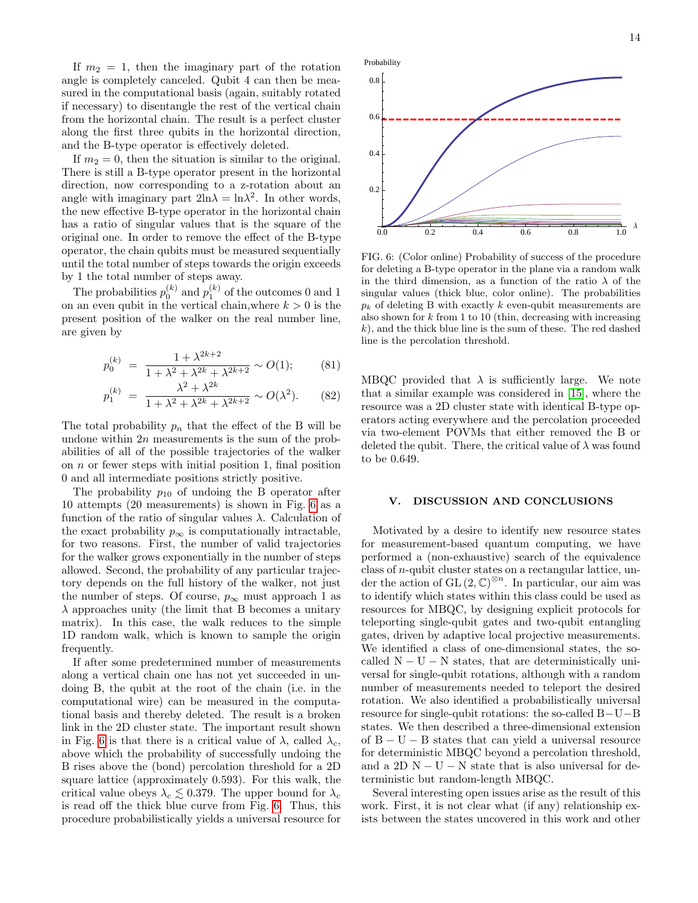If $m_2 = 1$, then the imaginary part of the rotation angle is completely canceled. Qubit 4 can then be measured in the computational basis (again, suitably rotated if necessary) to disentangle the rest of the vertical chain from the horizontal chain. The result is a perfect cluster along the first three qubits in the horizontal direction, and the B-type operator is effectively deleted.

If $m_2 = 0$, then the situation is similar to the original. There is still a B-type operator present in the horizontal direction, now corresponding to a z-rotation about an angle with imaginary part $2\ln\lambda = \ln\lambda^2$. In other words, the new effective B-type operator in the horizontal chain has a ratio of singular values that is the square of the original one. In order to remove the effect of the B-type operator, the chain qubits must be measured sequentially until the total number of steps towards the origin exceeds by 1 the total number of steps away.

The probabilities $p_0^{(k)}$ and $p_1^{(k)}$ of the outcomes 0 and 1 on an even qubit in the vertical chain,where $k > 0$ is the present position of the walker on the real number line, are given by

$$p_0^{(k)} = \frac{1+\lambda^{2k+2}}{1+\lambda^2+\lambda^{2k}+\lambda^{2k+2}} \sim O(1); \qquad (81)$$

$$p_1^{(k)} = \frac{\lambda^2+\lambda^{2k}}{1+\lambda^2+\lambda^{2k}+\lambda^{2k+2}} \sim O(\lambda^2). \qquad (82)$$

The total probability $p_n$ that the effect of the B will be undone within $2n$ measurements is the sum of the probabilities of all of the possible trajectories of the walker on $n$ or fewer steps with initial position 1, final position 0 and all intermediate positions strictly positive.

The probability $p_{10}$ of undoing the B operator after 10 attempts (20 measurements) is shown in Fig. 6 as a function of the ratio of singular values $\lambda$. Calculation of the exact probability $p_\infty$ is computationally intractable, for two reasons. First, the number of valid trajectories for the walker grows exponentially in the number of steps allowed. Second, the probability of any particular trajectory depends on the full history of the walker, not just the number of steps. Of course, $p_\infty$ must approach 1 as $\lambda$ approaches unity (the limit that B becomes a unitary matrix). In this case, the walk reduces to the simple 1D random walk, which is known to sample the origin frequently.

If after some predetermined number of measurements along a vertical chain one has not yet succeeded in undoing B, the qubit at the root of the chain (i.e. in the computational wire) can be measured in the computational basis and thereby deleted. The result is a broken link in the 2D cluster state. The important result shown in Fig. 6 is that there is a critical value of $\lambda$, called $\lambda_c$, above which the probability of successfully undoing the B rises above the (bond) percolation threshold for a 2D square lattice (approximately 0.593). For this walk, the critical value obeys $\lambda_c \lesssim 0.379$. The upper bound for $\lambda_c$ is read off the thick blue curve from Fig. 6. Thus, this procedure probabilistically yields a universal resource for MBQC provided that $\lambda$ is sufficiently large. We note that a similar example was considered in [15], where the resource was a 2D cluster state with identical B-type operators acting everywhere and the percolation proceeded via two-element POVMs that either removed the B or deleted the qubit. There, the critical value of $\lambda$ was found to be 0.649.

FIG. 6: (Color online) Probability of success of the procedure for deleting a B-type operator in the plane via a random walk in the third dimension, as a function of the ratio $\lambda$ of the singular values (thick blue, color online). The probabilities $p_k$ of deleting B with exactly $k$ even-qubit measurements are also shown for $k$ from 1 to 10 (thin, decreasing with increasing $k$), and the thick blue line is the sum of these. The red dashed line is the percolation threshold.

## V. DISCUSSION AND CONCLUSIONS

Motivated by a desire to identify new resource states for measurement-based quantum computing, we have performed a (non-exhaustive) search of the equivalence class of $n$-qubit cluster states on a rectangular lattice, under the action of $\mathrm{GL}(2,\mathbb{C})^{\otimes n}$. In particular, our aim was to identify which states within this class could be used as resources for MBQC, by designing explicit protocols for teleporting single-qubit gates and two-qubit entangling gates, driven by adaptive local projective measurements. We identified a class of one-dimensional states, the so-called N − U − N states, that are deterministically universal for single-qubit rotations, although with a random number of measurements needed to teleport the desired rotation. We also identified a probabilistically universal resource for single-qubit rotations: the so-called B−U−B states. We then described a three-dimensional extension of B − U − B states that can yield a universal resource for deterministic MBQC beyond a percolation threshold, and a 2D N − U − N state that is also universal for deterministic but random-length MBQC.

Several interesting open issues arise as the result of this work. First, it is not clear what (if any) relationship exists between the states uncovered in this work and other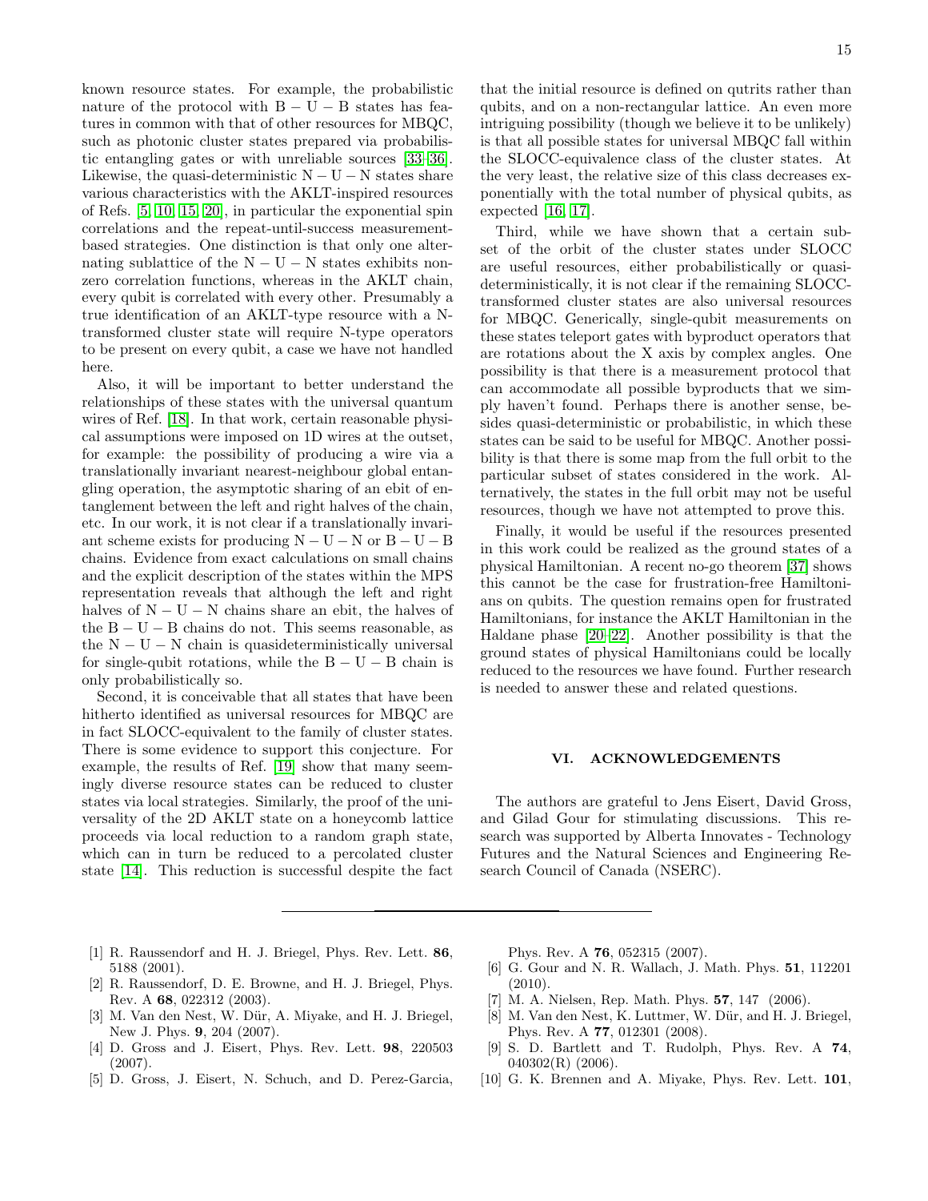known resource states. For example, the probabilistic nature of the protocol with B − U − B states has features in common with that of other resources for MBQC, such as photonic cluster states prepared via probabilistic entangling gates or with unreliable sources [33–36]. Likewise, the quasi-deterministic N − U − N states share various characteristics with the AKLT-inspired resources of Refs. [5, 10, 15, 20], in particular the exponential spin correlations and the repeat-until-success measurement-based strategies. One distinction is that only one alternating sublattice of the N − U − N states exhibits non-zero correlation functions, whereas in the AKLT chain, every qubit is correlated with every other. Presumably a true identification of an AKLT-type resource with a N-transformed cluster state will require N-type operators to be present on every qubit, a case we have not handled here.

Also, it will be important to better understand the relationships of these states with the universal quantum wires of Ref. [18]. In that work, certain reasonable physical assumptions were imposed on 1D wires at the outset, for example: the possibility of producing a wire via a translationally invariant nearest-neighbour global entangling operation, the asymptotic sharing of an ebit of entanglement between the left and right halves of the chain, etc. In our work, it is not clear if a translationally invariant scheme exists for producing N − U − N or B − U − B chains. Evidence from exact calculations on small chains and the explicit description of the states within the MPS representation reveals that although the left and right halves of N − U − N chains share an ebit, the halves of the B − U − B chains do not. This seems reasonable, as the N − U − N chain is quasideterministically universal for single-qubit rotations, while the B − U − B chain is only probabilistically so.

Second, it is conceivable that all states that have been hitherto identified as universal resources for MBQC are in fact SLOCC-equivalent to the family of cluster states. There is some evidence to support this conjecture. For example, the results of Ref. [19] show that many seemingly diverse resource states can be reduced to cluster states via local strategies. Similarly, the proof of the universality of the 2D AKLT state on a honeycomb lattice proceeds via local reduction to a random graph state, which can in turn be reduced to a percolated cluster state [14]. This reduction is successful despite the fact that the initial resource is defined on qutrits rather than qubits, and on a non-rectangular lattice. An even more intriguing possibility (though we believe it to be unlikely) is that all possible states for universal MBQC fall within the SLOCC-equivalence class of the cluster states. At the very least, the relative size of this class decreases exponentially with the total number of physical qubits, as expected [16, 17].

Third, while we have shown that a certain subset of the orbit of the cluster states under SLOCC are useful resources, either probabilistically or quasi-deterministically, it is not clear if the remaining SLOCC-transformed cluster states are also universal resources for MBQC. Generically, single-qubit measurements on these states teleport gates with byproduct operators that are rotations about the X axis by complex angles. One possibility is that there is a measurement protocol that can accommodate all possible byproducts that we simply haven't found. Perhaps there is another sense, besides quasi-deterministic or probabilistic, in which these states can be said to be useful for MBQC. Another possibility is that there is some map from the full orbit to the particular subset of states considered in the work. Alternatively, the states in the full orbit may not be useful resources, though we have not attempted to prove this.

Finally, it would be useful if the resources presented in this work could be realized as the ground states of a physical Hamiltonian. A recent no-go theorem [37] shows this cannot be the case for frustration-free Hamiltonians on qubits. The question remains open for frustrated Hamiltonians, for instance the AKLT Hamiltonian in the Haldane phase [20–22]. Another possibility is that the ground states of physical Hamiltonians could be locally reduced to the resources we have found. Further research is needed to answer these and related questions.

## VI. ACKNOWLEDGEMENTS

The authors are grateful to Jens Eisert, David Gross, and Gilad Gour for stimulating discussions. This research was supported by Alberta Innovates - Technology Futures and the Natural Sciences and Engineering Research Council of Canada (NSERC).

---

[1] R. Raussendorf and H. J. Briegel, Phys. Rev. Lett. **86**, 5188 (2001).

[2] R. Raussendorf, D. E. Browne, and H. J. Briegel, Phys. Rev. A **68**, 022312 (2003).

[3] M. Van den Nest, W. Dür, A. Miyake, and H. J. Briegel, New J. Phys. **9**, 204 (2007).

[4] D. Gross and J. Eisert, Phys. Rev. Lett. **98**, 220503 (2007).

[5] D. Gross, J. Eisert, N. Schuch, and D. Perez-Garcia, Phys. Rev. A **76**, 052315 (2007).

[6] G. Gour and N. R. Wallach, J. Math. Phys. **51**, 112201 (2010).

[7] M. A. Nielsen, Rep. Math. Phys. **57**, 147 (2006).

[8] M. Van den Nest, K. Luttmer, W. Dür, and H. J. Briegel, Phys. Rev. A **77**, 012301 (2008).

[9] S. D. Bartlett and T. Rudolph, Phys. Rev. A **74**, 040302(R) (2006).

[10] G. K. Brennen and A. Miyake, Phys. Rev. Lett. **101**,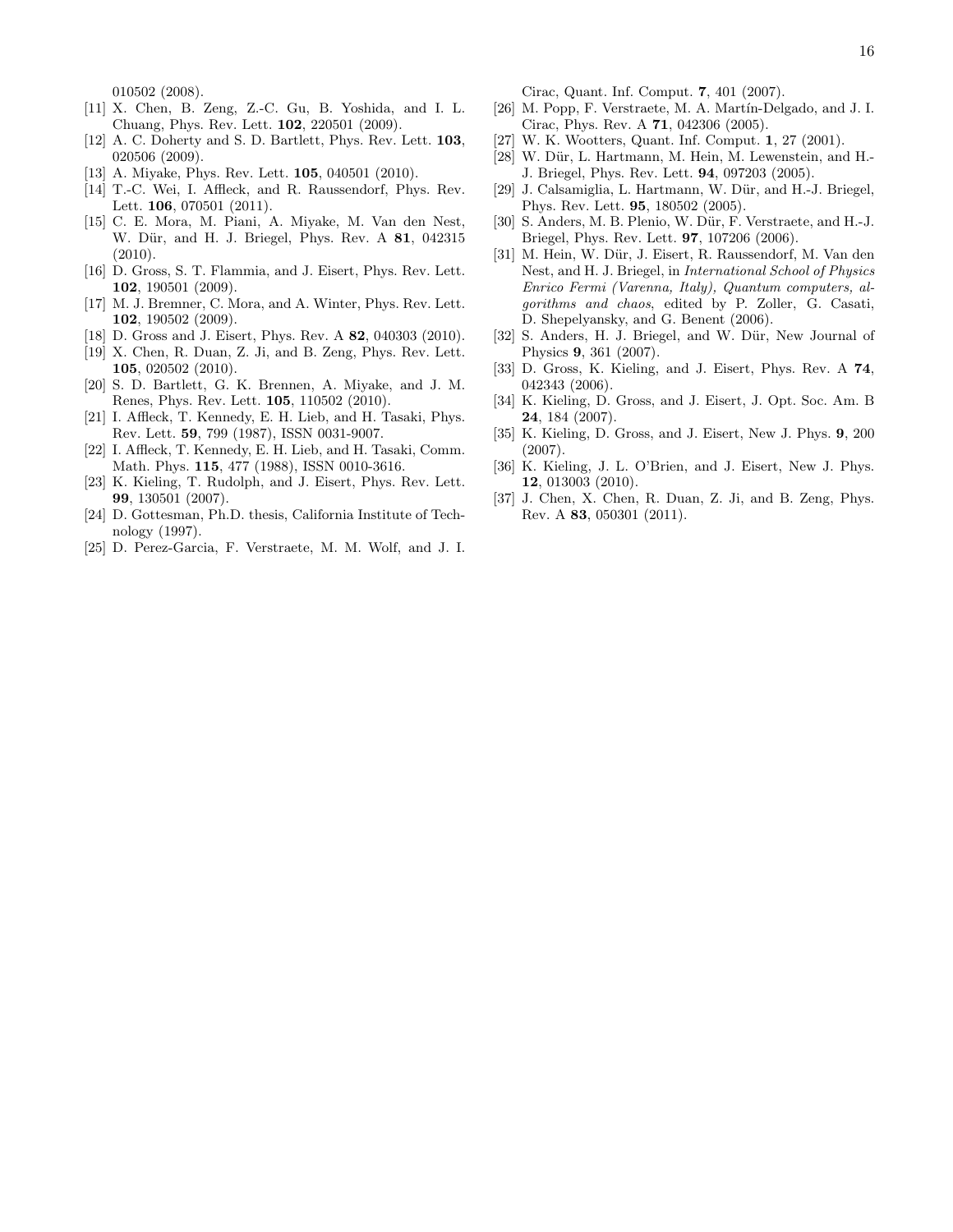010502 (2008).

[11] X. Chen, B. Zeng, Z.-C. Gu, B. Yoshida, and I. L. Chuang, Phys. Rev. Lett. **102**, 220501 (2009).

[12] A. C. Doherty and S. D. Bartlett, Phys. Rev. Lett. **103**, 020506 (2009).

[13] A. Miyake, Phys. Rev. Lett. **105**, 040501 (2010).

[14] T.-C. Wei, I. Affleck, and R. Raussendorf, Phys. Rev. Lett. **106**, 070501 (2011).

[15] C. E. Mora, M. Piani, A. Miyake, M. Van den Nest, W. Dür, and H. J. Briegel, Phys. Rev. A **81**, 042315 (2010).

[16] D. Gross, S. T. Flammia, and J. Eisert, Phys. Rev. Lett. **102**, 190501 (2009).

[17] M. J. Bremner, C. Mora, and A. Winter, Phys. Rev. Lett. **102**, 190502 (2009).

[18] D. Gross and J. Eisert, Phys. Rev. A **82**, 040303 (2010).

[19] X. Chen, R. Duan, Z. Ji, and B. Zeng, Phys. Rev. Lett. **105**, 020502 (2010).

[20] S. D. Bartlett, G. K. Brennen, A. Miyake, and J. M. Renes, Phys. Rev. Lett. **105**, 110502 (2010).

[21] I. Affleck, T. Kennedy, E. H. Lieb, and H. Tasaki, Phys. Rev. Lett. **59**, 799 (1987), ISSN 0031-9007.

[22] I. Affleck, T. Kennedy, E. H. Lieb, and H. Tasaki, Comm. Math. Phys. **115**, 477 (1988), ISSN 0010-3616.

[23] K. Kieling, T. Rudolph, and J. Eisert, Phys. Rev. Lett. **99**, 130501 (2007).

[24] D. Gottesman, Ph.D. thesis, California Institute of Technology (1997).

[25] D. Perez-Garcia, F. Verstraete, M. M. Wolf, and J. I. Cirac, Quant. Inf. Comput. **7**, 401 (2007).

[26] M. Popp, F. Verstraete, M. A. Martín-Delgado, and J. I. Cirac, Phys. Rev. A **71**, 042306 (2005).

[27] W. K. Wootters, Quant. Inf. Comput. **1**, 27 (2001).

[28] W. Dür, L. Hartmann, M. Hein, M. Lewenstein, and H.-J. Briegel, Phys. Rev. Lett. **94**, 097203 (2005).

[29] J. Calsamiglia, L. Hartmann, W. Dür, and H.-J. Briegel, Phys. Rev. Lett. **95**, 180502 (2005).

[30] S. Anders, M. B. Plenio, W. Dür, F. Verstraete, and H.-J. Briegel, Phys. Rev. Lett. **97**, 107206 (2006).

[31] M. Hein, W. Dür, J. Eisert, R. Raussendorf, M. Van den Nest, and H. J. Briegel, in *International School of Physics Enrico Fermi (Varenna, Italy), Quantum computers, algorithms and chaos*, edited by P. Zoller, G. Casati, D. Shepelyansky, and G. Benent (2006).

[32] S. Anders, H. J. Briegel, and W. Dür, New Journal of Physics **9**, 361 (2007).

[33] D. Gross, K. Kieling, and J. Eisert, Phys. Rev. A **74**, 042343 (2006).

[34] K. Kieling, D. Gross, and J. Eisert, J. Opt. Soc. Am. B **24**, 184 (2007).

[35] K. Kieling, D. Gross, and J. Eisert, New J. Phys. **9**, 200 (2007).

[36] K. Kieling, J. L. O'Brien, and J. Eisert, New J. Phys. **12**, 013003 (2010).

[37] J. Chen, X. Chen, R. Duan, Z. Ji, and B. Zeng, Phys. Rev. A **83**, 050301 (2011).